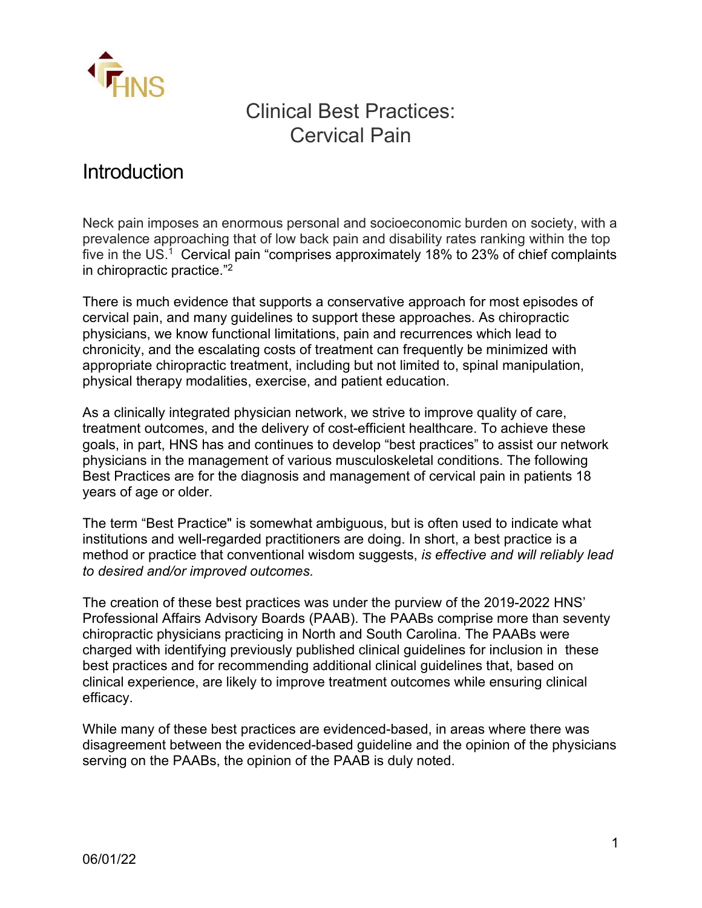# Clinical Best Practices: Cervical Pain

## Introduction

Neck pain imposes an enormous personal and socioeconomic burden on society, with a prevalence approaching that of low back pain and disability rates ranking within the top five in the US.[1] Cervical pain "comprises approximately 18% to 23% of chief complaints in chiropractic practice."[2]

There is much evidence that supports a conservative approach for most episodes of cervical pain, and many guidelines to support these approaches. As chiropractic physicians, we know functional limitations, pain and recurrences which lead to chronicity, and the escalating costs of treatment can frequently be minimized with appropriate chiropractic treatment, including but not limited to, spinal manipulation, physical therapy modalities, exercise, and patient education.

As a clinically integrated physician network, we strive to improve quality of care, treatment outcomes, and the delivery of cost-efficient healthcare. To achieve these goals, in part, HNS has and continues to develop "best practices" to assist our network physicians in the management of various musculoskeletal conditions. The following Best Practices are for the diagnosis and management of cervical pain in patients 18 years of age or older.

The term "Best Practice" is somewhat ambiguous, but is often used to indicate what institutions and well-regarded practitioners are doing. In short, a best practice is a method or practice that conventional wisdom suggests, *is effective and will reliably lead to desired and/or improved outcomes.*

The creation of these best practices was under the purview of the 2019-2022 HNS' Professional Affairs Advisory Boards (PAAB). The PAABs comprise more than seventy chiropractic physicians practicing in North and South Carolina. The PAABs were charged with identifying previously published clinical guidelines for inclusion in these best practices and for recommending additional clinical guidelines that, based on clinical experience, are likely to improve treatment outcomes while ensuring clinical efficacy.

While many of these best practices are evidenced-based, in areas where there was disagreement between the evidenced-based guideline and the opinion of the physicians serving on the PAABs, the opinion of the PAAB is duly noted.

06/01/22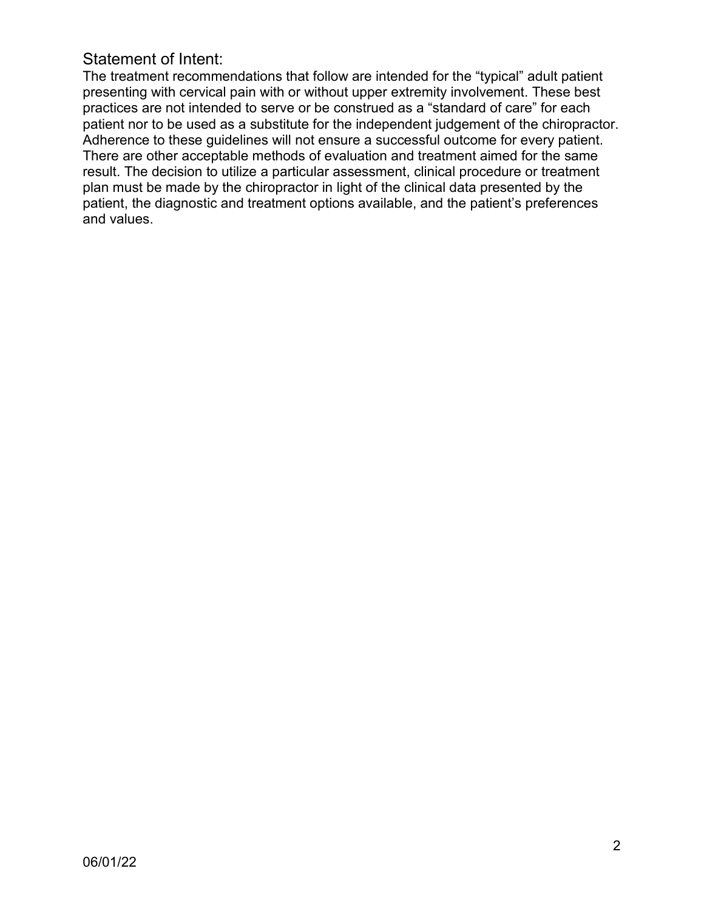## Statement of Intent:

The treatment recommendations that follow are intended for the "typical" adult patient presenting with cervical pain with or without upper extremity involvement. These best practices are not intended to serve or be construed as a "standard of care" for each patient nor to be used as a substitute for the independent judgement of the chiropractor. Adherence to these guidelines will not ensure a successful outcome for every patient. There are other acceptable methods of evaluation and treatment aimed for the same result. The decision to utilize a particular assessment, clinical procedure or treatment plan must be made by the chiropractor in light of the clinical data presented by the patient, the diagnostic and treatment options available, and the patient's preferences and values.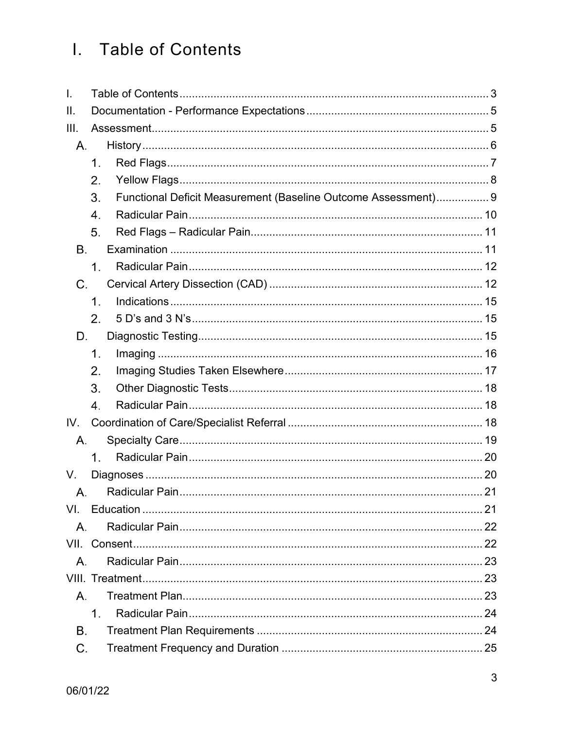# I. Table of Contents

- I. Table of Contents .......... 3
- II. Documentation - Performance Expectations .......... 5
- III. Assessment .......... 5
  - A. History .......... 6
    - 1. Red Flags .......... 7
    - 2. Yellow Flags .......... 8
    - 3. Functional Deficit Measurement (Baseline Outcome Assessment) .......... 9
    - 4. Radicular Pain .......... 10
    - 5. Red Flags – Radicular Pain .......... 11
  - B. Examination .......... 11
    - 1. Radicular Pain .......... 12
  - C. Cervical Artery Dissection (CAD) .......... 12
    - 1. Indications .......... 15
    - 2. 5 D's and 3 N's .......... 15
  - D. Diagnostic Testing .......... 15
    - 1. Imaging .......... 16
    - 2. Imaging Studies Taken Elsewhere .......... 17
    - 3. Other Diagnostic Tests .......... 18
    - 4. Radicular Pain .......... 18
- IV. Coordination of Care/Specialist Referral .......... 18
  - A. Specialty Care .......... 19
    - 1. Radicular Pain .......... 20
- V. Diagnoses .......... 20
  - A. Radicular Pain .......... 21
- VI. Education .......... 21
  - A. Radicular Pain .......... 22
- VII. Consent .......... 22
  - A. Radicular Pain .......... 23
- VIII. Treatment .......... 23
  - A. Treatment Plan .......... 23
    - 1. Radicular Pain .......... 24
  - B. Treatment Plan Requirements .......... 24
  - C. Treatment Frequency and Duration .......... 25

06/01/22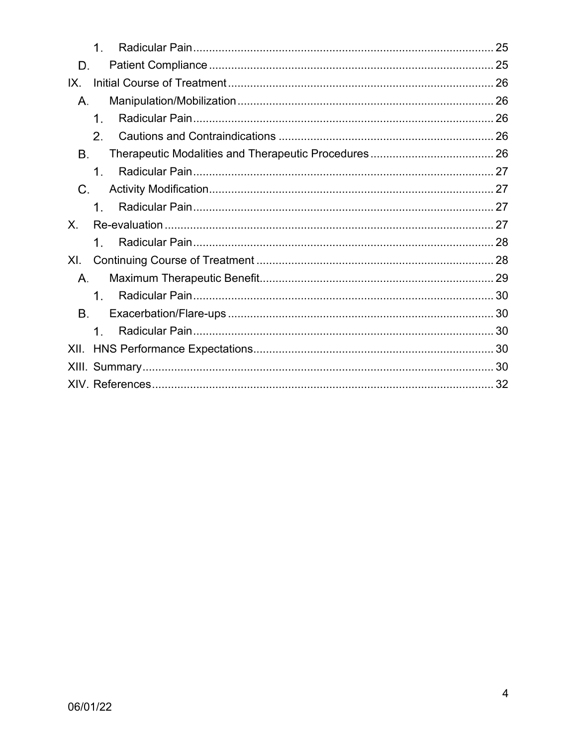1. Radicular Pain .......... 25

D. Patient Compliance .......... 25

IX. Initial Course of Treatment .......... 26

A. Manipulation/Mobilization .......... 26

1. Radicular Pain .......... 26
2. Cautions and Contraindications .......... 26

B. Therapeutic Modalities and Therapeutic Procedures .......... 26

1. Radicular Pain .......... 27

C. Activity Modification .......... 27

1. Radicular Pain .......... 27

X. Re-evaluation .......... 27

1. Radicular Pain .......... 28

XI. Continuing Course of Treatment .......... 28

A. Maximum Therapeutic Benefit .......... 29

1. Radicular Pain .......... 30

B. Exacerbation/Flare-ups .......... 30

1. Radicular Pain .......... 30

XII. HNS Performance Expectations .......... 30

XIII. Summary .......... 30

XIV. References .......... 32

06/01/22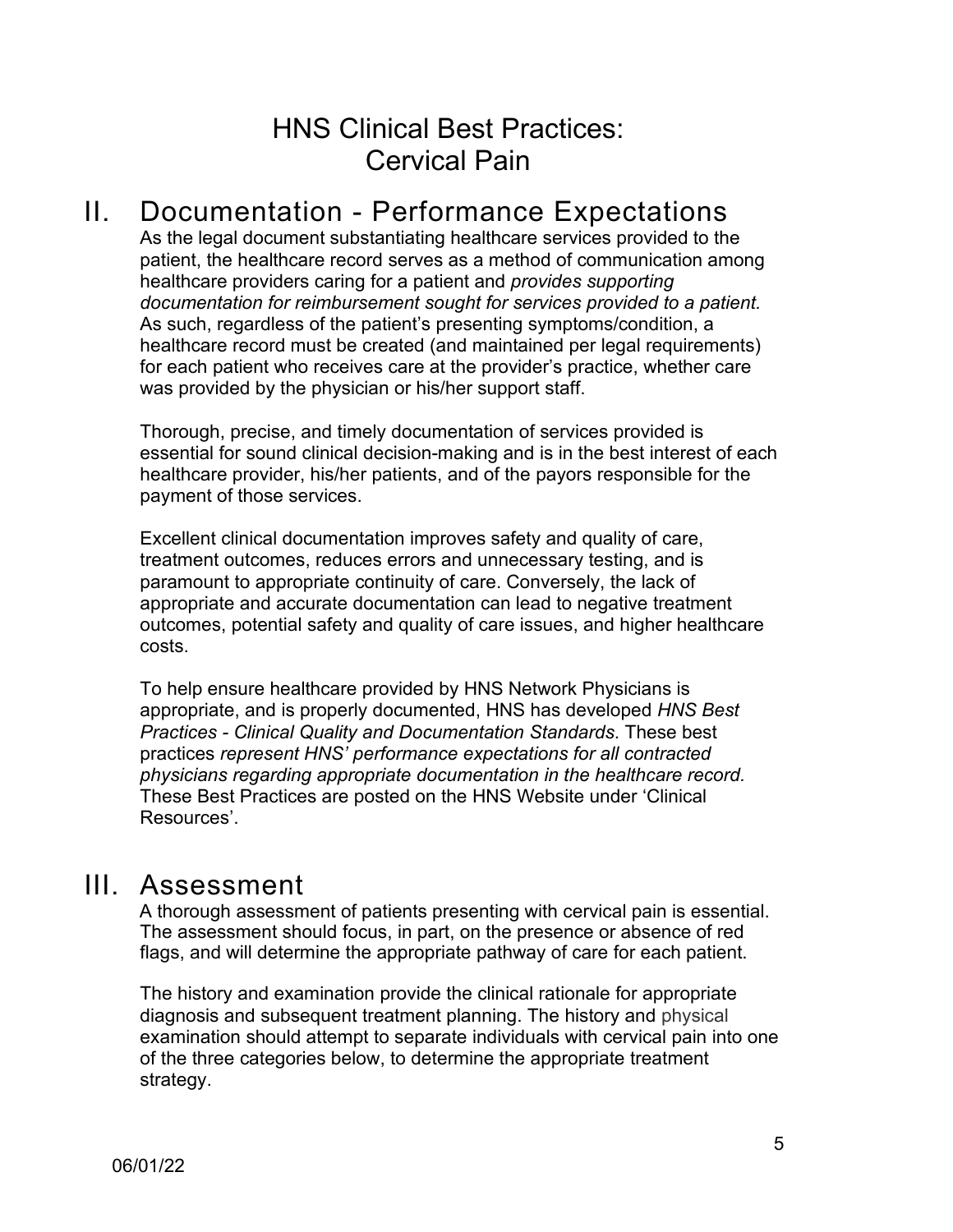# HNS Clinical Best Practices: Cervical Pain

## II. Documentation - Performance Expectations

As the legal document substantiating healthcare services provided to the patient, the healthcare record serves as a method of communication among healthcare providers caring for a patient and *provides supporting documentation for reimbursement sought for services provided to a patient.* As such, regardless of the patient's presenting symptoms/condition, a healthcare record must be created (and maintained per legal requirements) for each patient who receives care at the provider's practice, whether care was provided by the physician or his/her support staff.

Thorough, precise, and timely documentation of services provided is essential for sound clinical decision-making and is in the best interest of each healthcare provider, his/her patients, and of the payors responsible for the payment of those services.

Excellent clinical documentation improves safety and quality of care, treatment outcomes, reduces errors and unnecessary testing, and is paramount to appropriate continuity of care. Conversely, the lack of appropriate and accurate documentation can lead to negative treatment outcomes, potential safety and quality of care issues, and higher healthcare costs.

To help ensure healthcare provided by HNS Network Physicians is appropriate, and is properly documented, HNS has developed *HNS Best Practices - Clinical Quality and Documentation Standards*. These best practices *represent HNS' performance expectations for all contracted physicians regarding appropriate documentation in the healthcare record.* These Best Practices are posted on the HNS Website under 'Clinical Resources'.

## III. Assessment

A thorough assessment of patients presenting with cervical pain is essential. The assessment should focus, in part, on the presence or absence of red flags, and will determine the appropriate pathway of care for each patient.

The history and examination provide the clinical rationale for appropriate diagnosis and subsequent treatment planning. The history and physical examination should attempt to separate individuals with cervical pain into one of the three categories below, to determine the appropriate treatment strategy.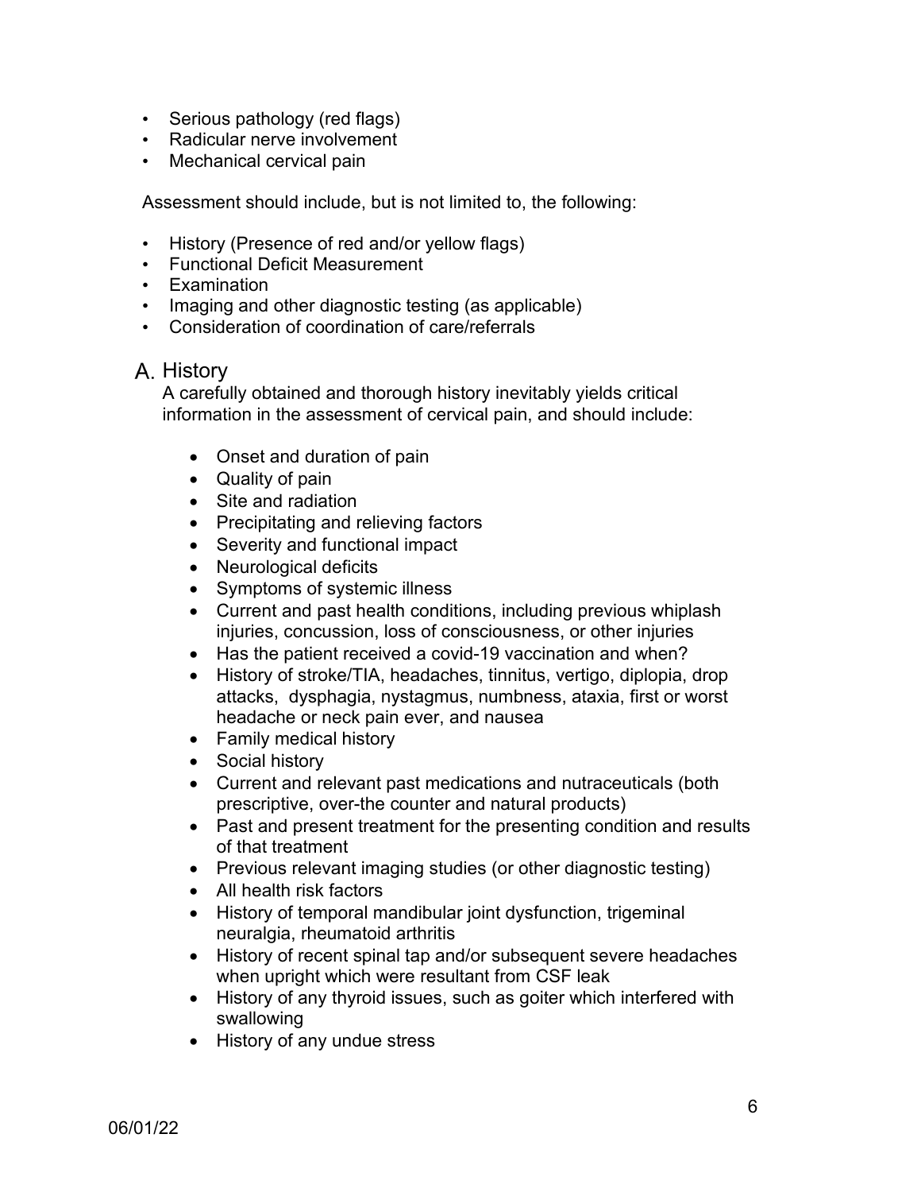- Serious pathology (red flags)
- Radicular nerve involvement
- Mechanical cervical pain

Assessment should include, but is not limited to, the following:

- History (Presence of red and/or yellow flags)
- Functional Deficit Measurement
- Examination
- Imaging and other diagnostic testing (as applicable)
- Consideration of coordination of care/referrals

## A. History

A carefully obtained and thorough history inevitably yields critical information in the assessment of cervical pain, and should include:

- Onset and duration of pain
- Quality of pain
- Site and radiation
- Precipitating and relieving factors
- Severity and functional impact
- Neurological deficits
- Symptoms of systemic illness
- Current and past health conditions, including previous whiplash injuries, concussion, loss of consciousness, or other injuries
- Has the patient received a covid-19 vaccination and when?
- History of stroke/TIA, headaches, tinnitus, vertigo, diplopia, drop attacks, dysphagia, nystagmus, numbness, ataxia, first or worst headache or neck pain ever, and nausea
- Family medical history
- Social history
- Current and relevant past medications and nutraceuticals (both prescriptive, over-the counter and natural products)
- Past and present treatment for the presenting condition and results of that treatment
- Previous relevant imaging studies (or other diagnostic testing)
- All health risk factors
- History of temporal mandibular joint dysfunction, trigeminal neuralgia, rheumatoid arthritis
- History of recent spinal tap and/or subsequent severe headaches when upright which were resultant from CSF leak
- History of any thyroid issues, such as goiter which interfered with swallowing
- History of any undue stress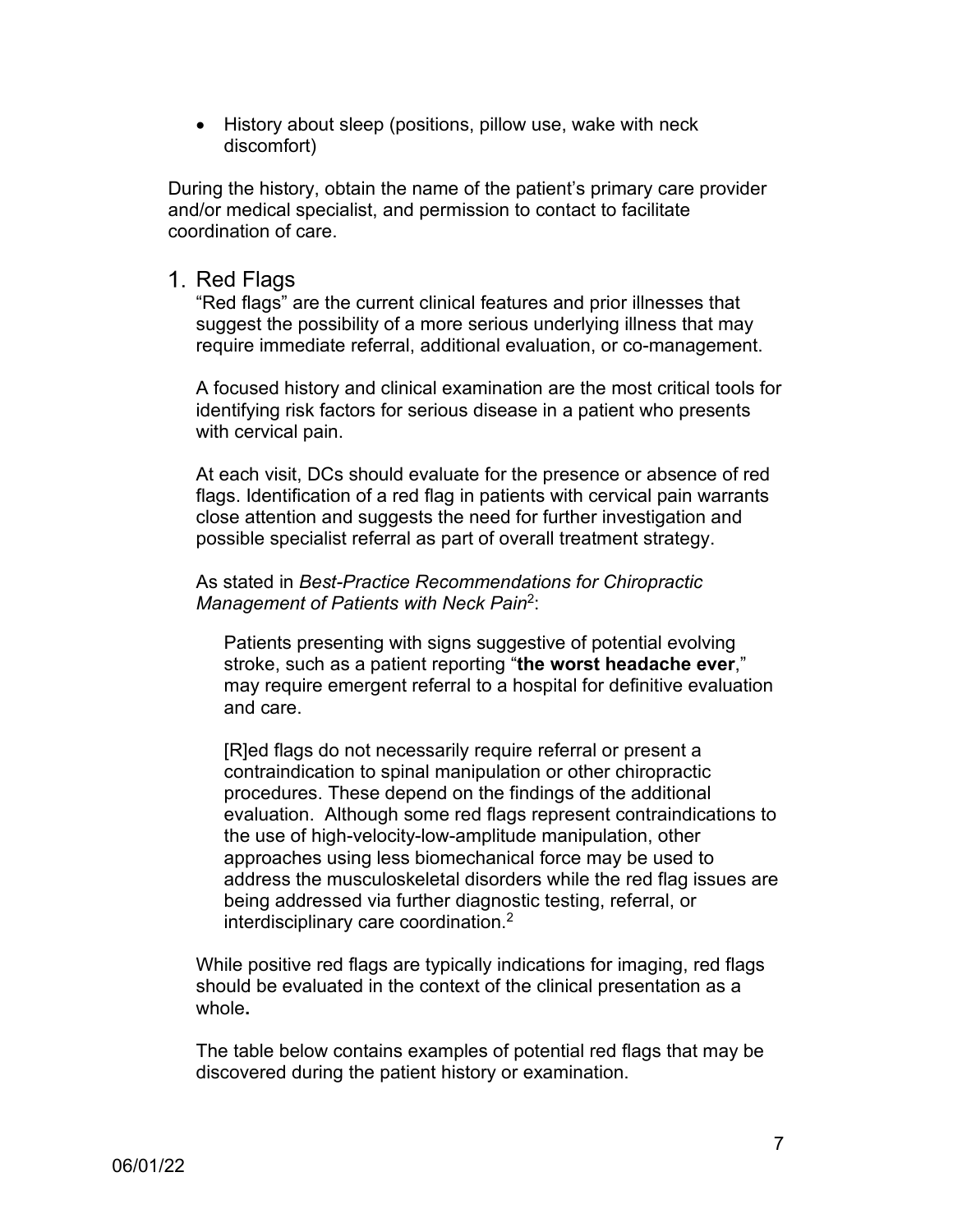- History about sleep (positions, pillow use, wake with neck discomfort)

During the history, obtain the name of the patient's primary care provider and/or medical specialist, and permission to contact to facilitate coordination of care.

## 1. Red Flags

"Red flags" are the current clinical features and prior illnesses that suggest the possibility of a more serious underlying illness that may require immediate referral, additional evaluation, or co-management.

A focused history and clinical examination are the most critical tools for identifying risk factors for serious disease in a patient who presents with cervical pain.

At each visit, DCs should evaluate for the presence or absence of red flags. Identification of a red flag in patients with cervical pain warrants close attention and suggests the need for further investigation and possible specialist referral as part of overall treatment strategy.

As stated in *Best-Practice Recommendations for Chiropractic Management of Patients with Neck Pain*[2]:

> Patients presenting with signs suggestive of potential evolving stroke, such as a patient reporting "**the worst headache ever**," may require emergent referral to a hospital for definitive evaluation and care.
>
> [R]ed flags do not necessarily require referral or present a contraindication to spinal manipulation or other chiropractic procedures. These depend on the findings of the additional evaluation. Although some red flags represent contraindications to the use of high-velocity-low-amplitude manipulation, other approaches using less biomechanical force may be used to address the musculoskeletal disorders while the red flag issues are being addressed via further diagnostic testing, referral, or interdisciplinary care coordination.[2]

While positive red flags are typically indications for imaging, red flags should be evaluated in the context of the clinical presentation as a whole**.**

The table below contains examples of potential red flags that may be discovered during the patient history or examination.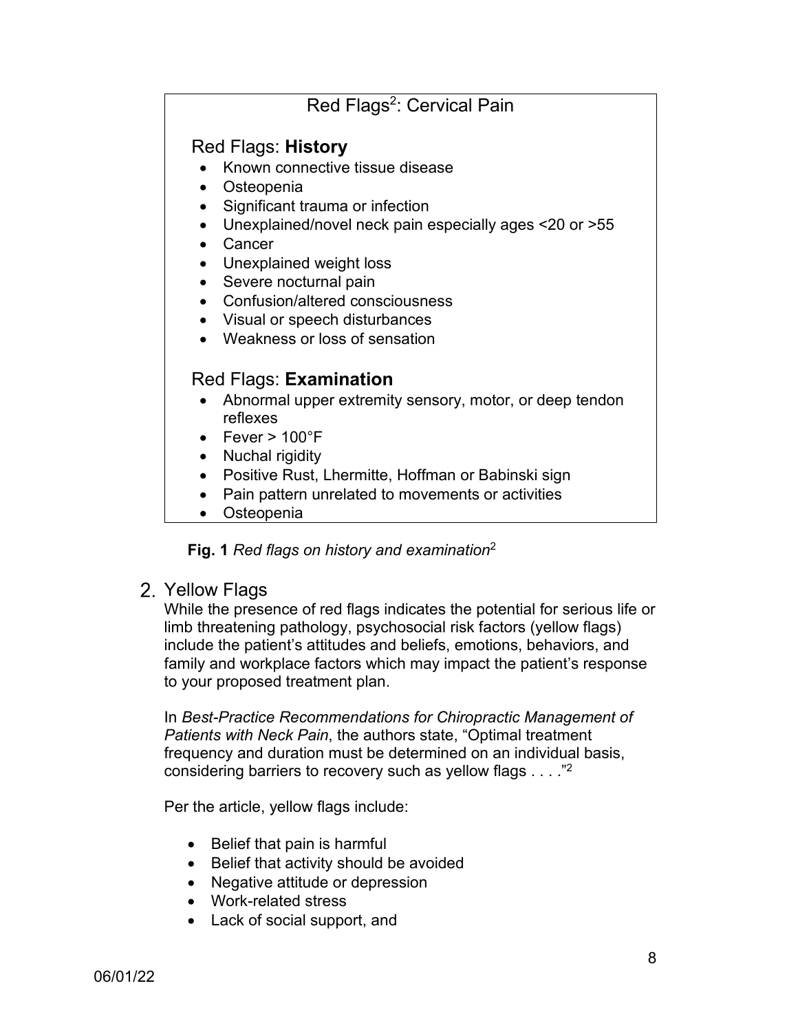Red Flags[2]: Cervical Pain

Red Flags: **History**

- Known connective tissue disease
- Osteopenia
- Significant trauma or infection
- Unexplained/novel neck pain especially ages <20 or >55
- Cancer
- Unexplained weight loss
- Severe nocturnal pain
- Confusion/altered consciousness
- Visual or speech disturbances
- Weakness or loss of sensation

Red Flags: **Examination**

- Abnormal upper extremity sensory, motor, or deep tendon reflexes
- Fever > 100°F
- Nuchal rigidity
- Positive Rust, Lhermitte, Hoffman or Babinski sign
- Pain pattern unrelated to movements or activities
- Osteopenia

**Fig. 1** *Red flags on history and examination*[2]

## 2. Yellow Flags

While the presence of red flags indicates the potential for serious life or limb threatening pathology, psychosocial risk factors (yellow flags) include the patient's attitudes and beliefs, emotions, behaviors, and family and workplace factors which may impact the patient's response to your proposed treatment plan.

In *Best-Practice Recommendations for Chiropractic Management of Patients with Neck Pain*, the authors state, "Optimal treatment frequency and duration must be determined on an individual basis, considering barriers to recovery such as yellow flags . . . ."[2]

Per the article, yellow flags include:

- Belief that pain is harmful
- Belief that activity should be avoided
- Negative attitude or depression
- Work-related stress
- Lack of social support, and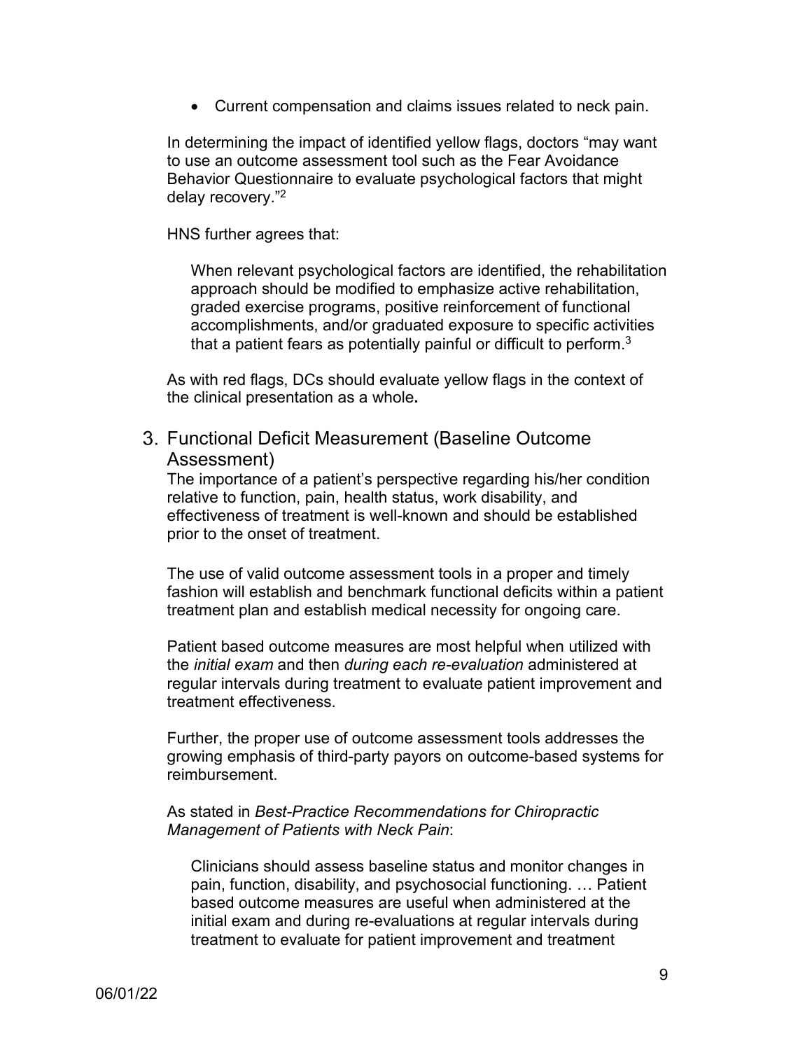- Current compensation and claims issues related to neck pain.

In determining the impact of identified yellow flags, doctors "may want to use an outcome assessment tool such as the Fear Avoidance Behavior Questionnaire to evaluate psychological factors that might delay recovery."[2]

HNS further agrees that:

> When relevant psychological factors are identified, the rehabilitation approach should be modified to emphasize active rehabilitation, graded exercise programs, positive reinforcement of functional accomplishments, and/or graduated exposure to specific activities that a patient fears as potentially painful or difficult to perform.[3]

As with red flags, DCs should evaluate yellow flags in the context of the clinical presentation as a whole**.**

## 3. Functional Deficit Measurement (Baseline Outcome Assessment)

The importance of a patient's perspective regarding his/her condition relative to function, pain, health status, work disability, and effectiveness of treatment is well-known and should be established prior to the onset of treatment.

The use of valid outcome assessment tools in a proper and timely fashion will establish and benchmark functional deficits within a patient treatment plan and establish medical necessity for ongoing care.

Patient based outcome measures are most helpful when utilized with the *initial exam* and then *during each re-evaluation* administered at regular intervals during treatment to evaluate patient improvement and treatment effectiveness.

Further, the proper use of outcome assessment tools addresses the growing emphasis of third-party payors on outcome-based systems for reimbursement.

As stated in *Best-Practice Recommendations for Chiropractic Management of Patients with Neck Pain*:

> Clinicians should assess baseline status and monitor changes in pain, function, disability, and psychosocial functioning. … Patient based outcome measures are useful when administered at the initial exam and during re-evaluations at regular intervals during treatment to evaluate for patient improvement and treatment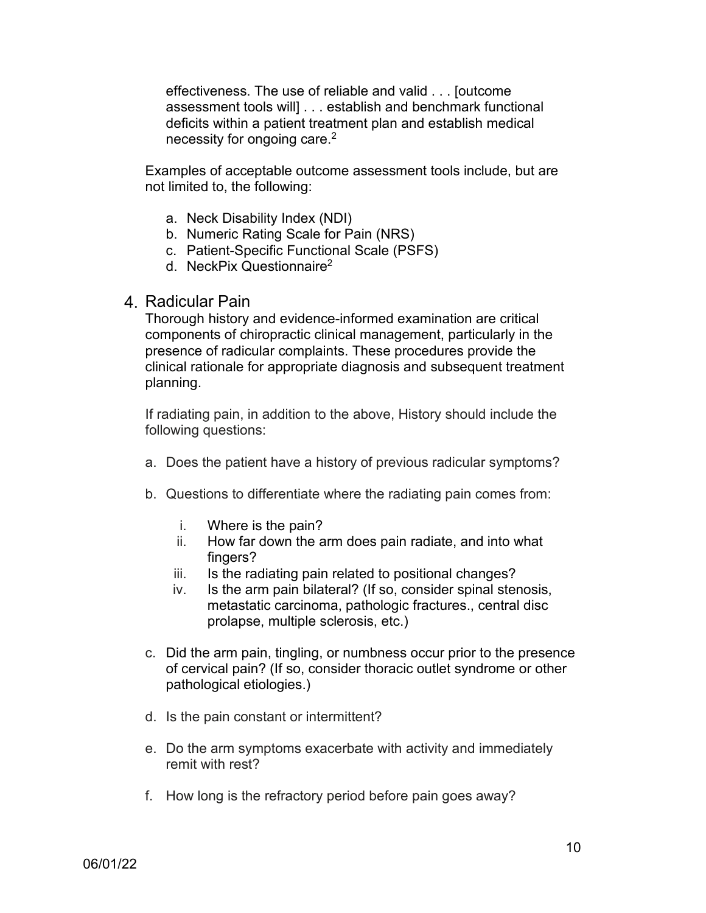effectiveness. The use of reliable and valid . . . [outcome assessment tools will] . . . establish and benchmark functional deficits within a patient treatment plan and establish medical necessity for ongoing care.[2]

Examples of acceptable outcome assessment tools include, but are not limited to, the following:

a. Neck Disability Index (NDI)
b. Numeric Rating Scale for Pain (NRS)
c. Patient-Specific Functional Scale (PSFS)
d. NeckPix Questionnaire[2]

## 4. Radicular Pain

Thorough history and evidence-informed examination are critical components of chiropractic clinical management, particularly in the presence of radicular complaints. These procedures provide the clinical rationale for appropriate diagnosis and subsequent treatment planning.

If radiating pain, in addition to the above, History should include the following questions:

a. Does the patient have a history of previous radicular symptoms?

b. Questions to differentiate where the radiating pain comes from:

   i. Where is the pain?
   ii. How far down the arm does pain radiate, and into what fingers?
   iii. Is the radiating pain related to positional changes?
   iv. Is the arm pain bilateral? (If so, consider spinal stenosis, metastatic carcinoma, pathologic fractures., central disc prolapse, multiple sclerosis, etc.)

c. Did the arm pain, tingling, or numbness occur prior to the presence of cervical pain? (If so, consider thoracic outlet syndrome or other pathological etiologies.)

d. Is the pain constant or intermittent?

e. Do the arm symptoms exacerbate with activity and immediately remit with rest?

f. How long is the refractory period before pain goes away?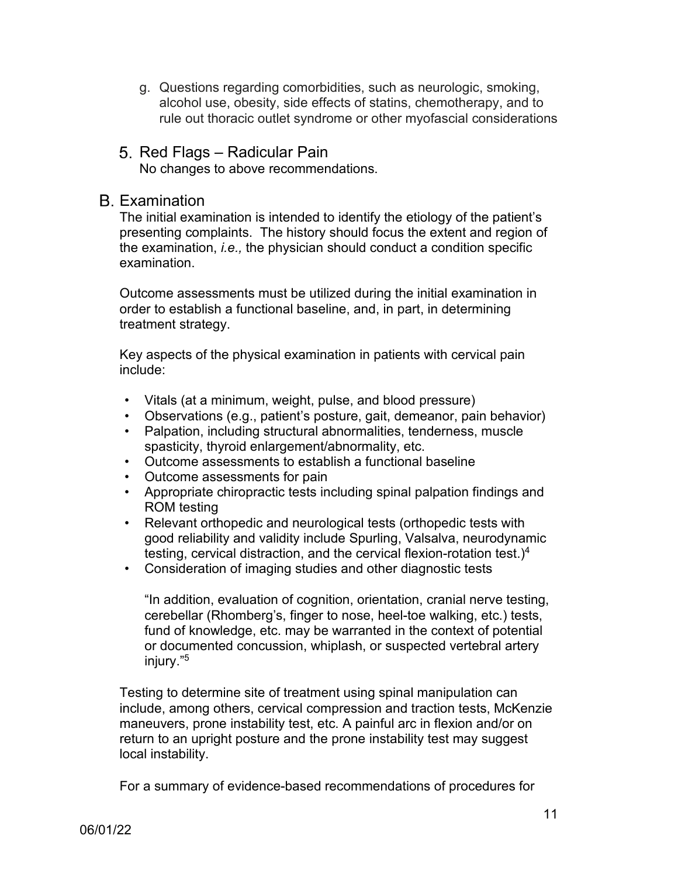g. Questions regarding comorbidities, such as neurologic, smoking, alcohol use, obesity, side effects of statins, chemotherapy, and to rule out thoracic outlet syndrome or other myofascial considerations

### 5. Red Flags – Radicular Pain

No changes to above recommendations.

## B. Examination

The initial examination is intended to identify the etiology of the patient's presenting complaints. The history should focus the extent and region of the examination, *i.e.,* the physician should conduct a condition specific examination.

Outcome assessments must be utilized during the initial examination in order to establish a functional baseline, and, in part, in determining treatment strategy.

Key aspects of the physical examination in patients with cervical pain include:

- Vitals (at a minimum, weight, pulse, and blood pressure)
- Observations (e.g., patient's posture, gait, demeanor, pain behavior)
- Palpation, including structural abnormalities, tenderness, muscle spasticity, thyroid enlargement/abnormality, etc.
- Outcome assessments to establish a functional baseline
- Outcome assessments for pain
- Appropriate chiropractic tests including spinal palpation findings and ROM testing
- Relevant orthopedic and neurological tests (orthopedic tests with good reliability and validity include Spurling, Valsalva, neurodynamic testing, cervical distraction, and the cervical flexion-rotation test.)[4]
- Consideration of imaging studies and other diagnostic tests

  "In addition, evaluation of cognition, orientation, cranial nerve testing, cerebellar (Rhomberg's, finger to nose, heel-toe walking, etc.) tests, fund of knowledge, etc. may be warranted in the context of potential or documented concussion, whiplash, or suspected vertebral artery injury."[5]

Testing to determine site of treatment using spinal manipulation can include, among others, cervical compression and traction tests, McKenzie maneuvers, prone instability test, etc. A painful arc in flexion and/or on return to an upright posture and the prone instability test may suggest local instability.

For a summary of evidence-based recommendations of procedures for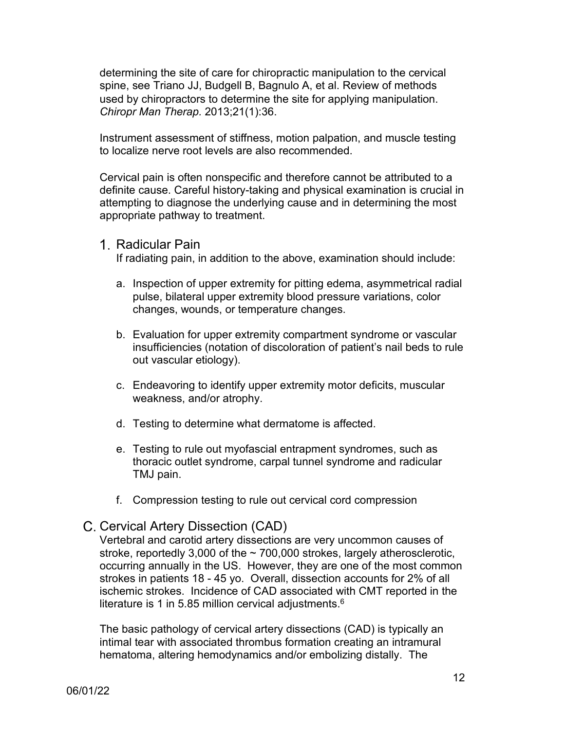determining the site of care for chiropractic manipulation to the cervical spine, see Triano JJ, Budgell B, Bagnulo A, et al. Review of methods used by chiropractors to determine the site for applying manipulation. *Chiropr Man Therap.* 2013;21(1):36.

Instrument assessment of stiffness, motion palpation, and muscle testing to localize nerve root levels are also recommended.

Cervical pain is often nonspecific and therefore cannot be attributed to a definite cause. Careful history-taking and physical examination is crucial in attempting to diagnose the underlying cause and in determining the most appropriate pathway to treatment.

1. Radicular Pain

   If radiating pain, in addition to the above, examination should include:

   a. Inspection of upper extremity for pitting edema, asymmetrical radial pulse, bilateral upper extremity blood pressure variations, color changes, wounds, or temperature changes.

   b. Evaluation for upper extremity compartment syndrome or vascular insufficiencies (notation of discoloration of patient's nail beds to rule out vascular etiology).

   c. Endeavoring to identify upper extremity motor deficits, muscular weakness, and/or atrophy.

   d. Testing to determine what dermatome is affected.

   e. Testing to rule out myofascial entrapment syndromes, such as thoracic outlet syndrome, carpal tunnel syndrome and radicular TMJ pain.

   f. Compression testing to rule out cervical cord compression

## C. Cervical Artery Dissection (CAD)

Vertebral and carotid artery dissections are very uncommon causes of stroke, reportedly 3,000 of the ~ 700,000 strokes, largely atherosclerotic, occurring annually in the US. However, they are one of the most common strokes in patients 18 - 45 yo. Overall, dissection accounts for 2% of all ischemic strokes. Incidence of CAD associated with CMT reported in the literature is 1 in 5.85 million cervical adjustments.[6]

The basic pathology of cervical artery dissections (CAD) is typically an intimal tear with associated thrombus formation creating an intramural hematoma, altering hemodynamics and/or embolizing distally. The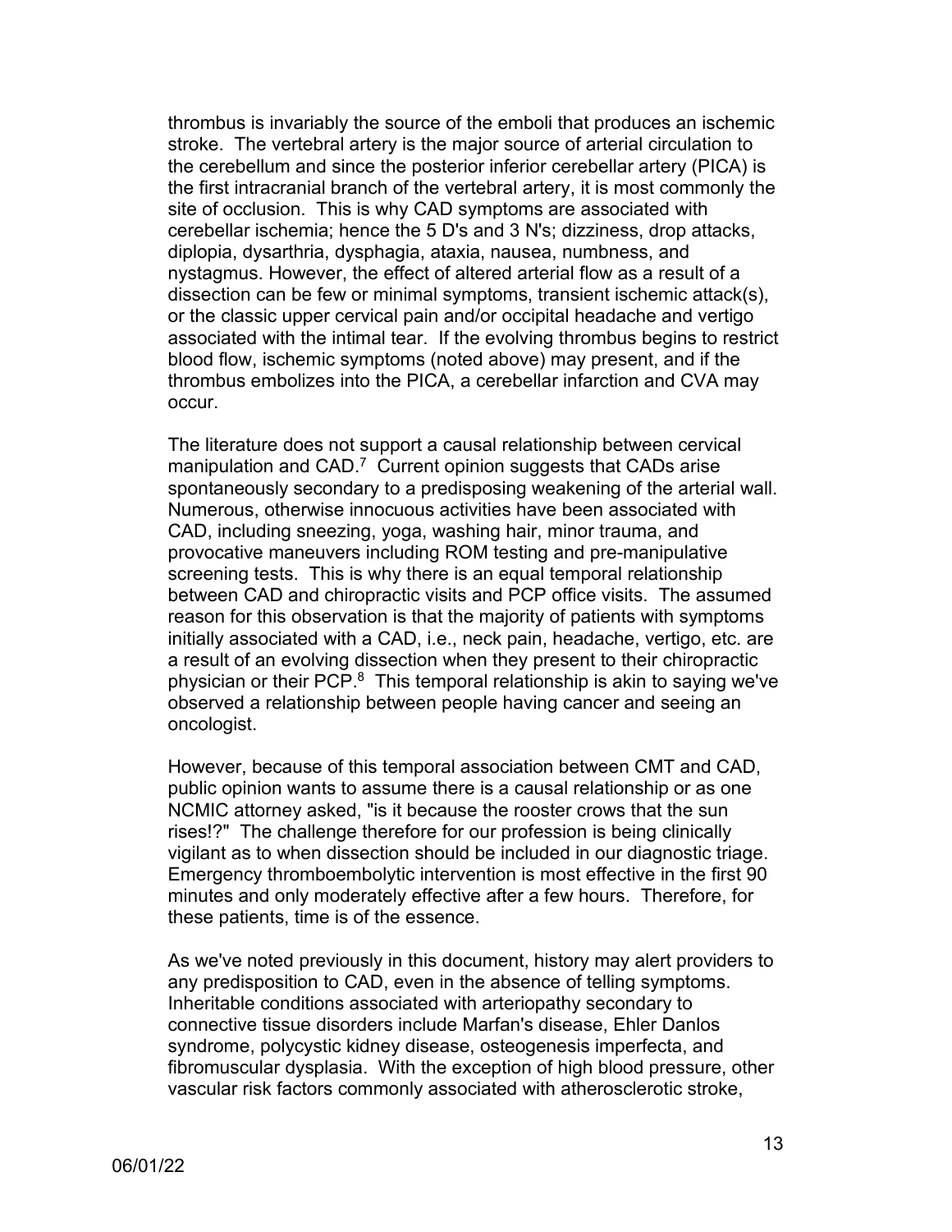thrombus is invariably the source of the emboli that produces an ischemic stroke. The vertebral artery is the major source of arterial circulation to the cerebellum and since the posterior inferior cerebellar artery (PICA) is the first intracranial branch of the vertebral artery, it is most commonly the site of occlusion. This is why CAD symptoms are associated with cerebellar ischemia; hence the 5 D's and 3 N's; dizziness, drop attacks, diplopia, dysarthria, dysphagia, ataxia, nausea, numbness, and nystagmus. However, the effect of altered arterial flow as a result of a dissection can be few or minimal symptoms, transient ischemic attack(s), or the classic upper cervical pain and/or occipital headache and vertigo associated with the intimal tear. If the evolving thrombus begins to restrict blood flow, ischemic symptoms (noted above) may present, and if the thrombus embolizes into the PICA, a cerebellar infarction and CVA may occur.

The literature does not support a causal relationship between cervical manipulation and CAD.[7] Current opinion suggests that CADs arise spontaneously secondary to a predisposing weakening of the arterial wall. Numerous, otherwise innocuous activities have been associated with CAD, including sneezing, yoga, washing hair, minor trauma, and provocative maneuvers including ROM testing and pre-manipulative screening tests. This is why there is an equal temporal relationship between CAD and chiropractic visits and PCP office visits. The assumed reason for this observation is that the majority of patients with symptoms initially associated with a CAD, i.e., neck pain, headache, vertigo, etc. are a result of an evolving dissection when they present to their chiropractic physician or their PCP.[8] This temporal relationship is akin to saying we've observed a relationship between people having cancer and seeing an oncologist.

However, because of this temporal association between CMT and CAD, public opinion wants to assume there is a causal relationship or as one NCMIC attorney asked, "is it because the rooster crows that the sun rises!?" The challenge therefore for our profession is being clinically vigilant as to when dissection should be included in our diagnostic triage. Emergency thromboembolytic intervention is most effective in the first 90 minutes and only moderately effective after a few hours. Therefore, for these patients, time is of the essence.

As we've noted previously in this document, history may alert providers to any predisposition to CAD, even in the absence of telling symptoms. Inheritable conditions associated with arteriopathy secondary to connective tissue disorders include Marfan's disease, Ehler Danlos syndrome, polycystic kidney disease, osteogenesis imperfecta, and fibromuscular dysplasia. With the exception of high blood pressure, other vascular risk factors commonly associated with atherosclerotic stroke,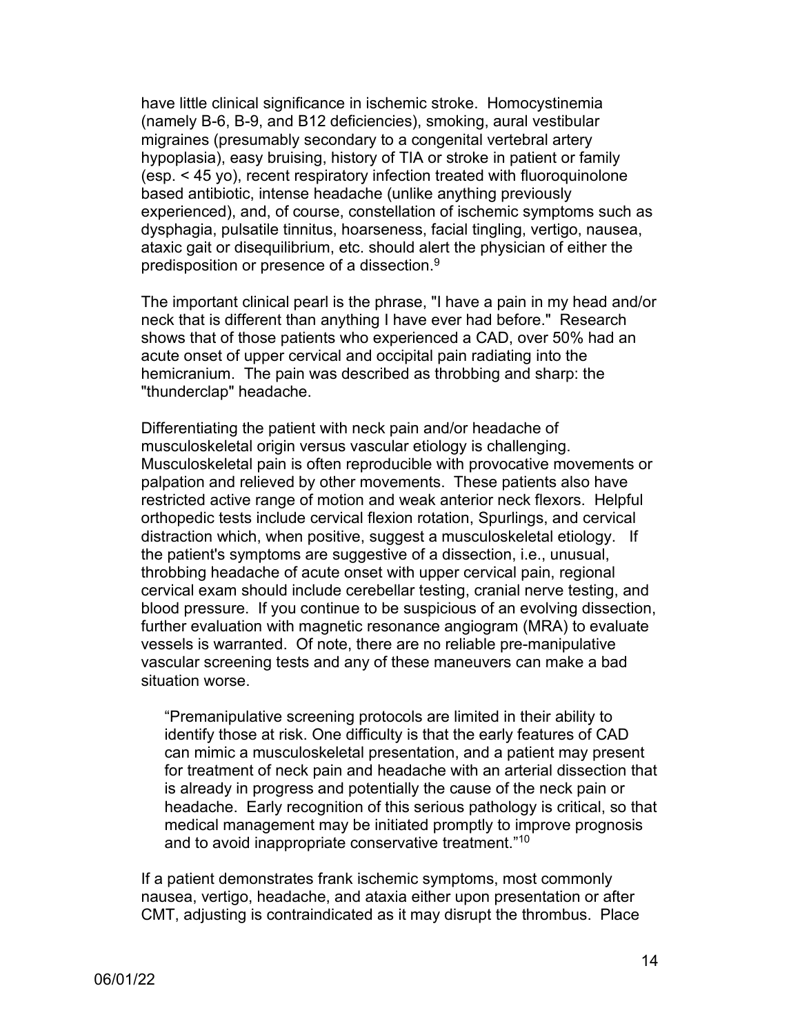have little clinical significance in ischemic stroke. Homocystinemia (namely B-6, B-9, and B12 deficiencies), smoking, aural vestibular migraines (presumably secondary to a congenital vertebral artery hypoplasia), easy bruising, history of TIA or stroke in patient or family (esp. < 45 yo), recent respiratory infection treated with fluoroquinolone based antibiotic, intense headache (unlike anything previously experienced), and, of course, constellation of ischemic symptoms such as dysphagia, pulsatile tinnitus, hoarseness, facial tingling, vertigo, nausea, ataxic gait or disequilibrium, etc. should alert the physician of either the predisposition or presence of a dissection.[9]

The important clinical pearl is the phrase, "I have a pain in my head and/or neck that is different than anything I have ever had before." Research shows that of those patients who experienced a CAD, over 50% had an acute onset of upper cervical and occipital pain radiating into the hemicranium. The pain was described as throbbing and sharp: the "thunderclap" headache.

Differentiating the patient with neck pain and/or headache of musculoskeletal origin versus vascular etiology is challenging. Musculoskeletal pain is often reproducible with provocative movements or palpation and relieved by other movements. These patients also have restricted active range of motion and weak anterior neck flexors. Helpful orthopedic tests include cervical flexion rotation, Spurlings, and cervical distraction which, when positive, suggest a musculoskeletal etiology. If the patient's symptoms are suggestive of a dissection, i.e., unusual, throbbing headache of acute onset with upper cervical pain, regional cervical exam should include cerebellar testing, cranial nerve testing, and blood pressure. If you continue to be suspicious of an evolving dissection, further evaluation with magnetic resonance angiogram (MRA) to evaluate vessels is warranted. Of note, there are no reliable pre-manipulative vascular screening tests and any of these maneuvers can make a bad situation worse.

> "Premanipulative screening protocols are limited in their ability to identify those at risk. One difficulty is that the early features of CAD can mimic a musculoskeletal presentation, and a patient may present for treatment of neck pain and headache with an arterial dissection that is already in progress and potentially the cause of the neck pain or headache. Early recognition of this serious pathology is critical, so that medical management may be initiated promptly to improve prognosis and to avoid inappropriate conservative treatment."[10]

If a patient demonstrates frank ischemic symptoms, most commonly nausea, vertigo, headache, and ataxia either upon presentation or after CMT, adjusting is contraindicated as it may disrupt the thrombus. Place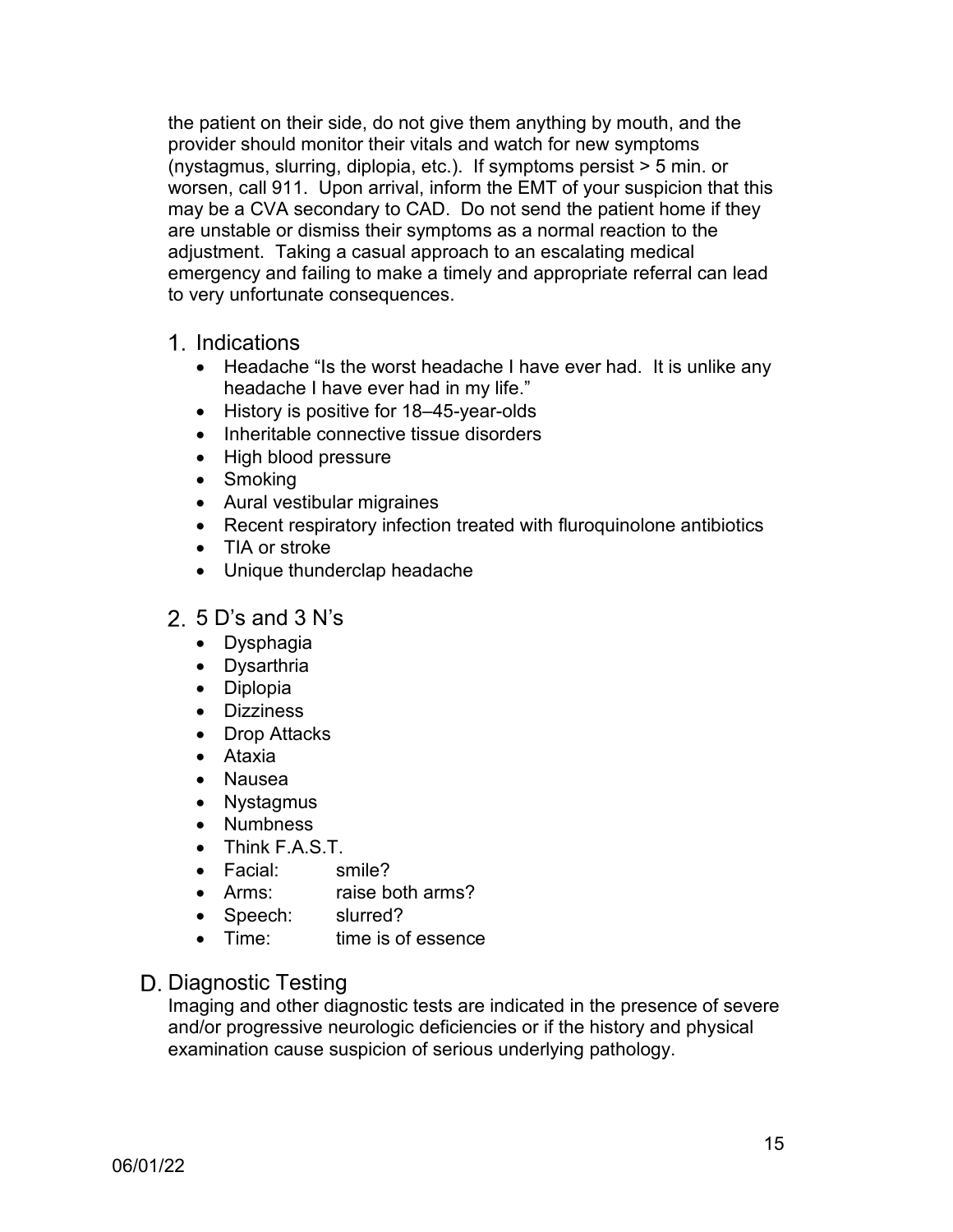the patient on their side, do not give them anything by mouth, and the provider should monitor their vitals and watch for new symptoms (nystagmus, slurring, diplopia, etc.). If symptoms persist > 5 min. or worsen, call 911. Upon arrival, inform the EMT of your suspicion that this may be a CVA secondary to CAD. Do not send the patient home if they are unstable or dismiss their symptoms as a normal reaction to the adjustment. Taking a casual approach to an escalating medical emergency and failing to make a timely and appropriate referral can lead to very unfortunate consequences.

### 1. Indications

- Headache "Is the worst headache I have ever had. It is unlike any headache I have ever had in my life."
- History is positive for 18–45-year-olds
- Inheritable connective tissue disorders
- High blood pressure
- Smoking
- Aural vestibular migraines
- Recent respiratory infection treated with fluroquinolone antibiotics
- TIA or stroke
- Unique thunderclap headache

### 2. 5 D's and 3 N's

- Dysphagia
- Dysarthria
- Diplopia
- Dizziness
- Drop Attacks
- Ataxia
- Nausea
- Nystagmus
- Numbness
- Think F.A.S.T.
- Facial: smile?
- Arms: raise both arms?
- Speech: slurred?
- Time: time is of essence

## D. Diagnostic Testing

Imaging and other diagnostic tests are indicated in the presence of severe and/or progressive neurologic deficiencies or if the history and physical examination cause suspicion of serious underlying pathology.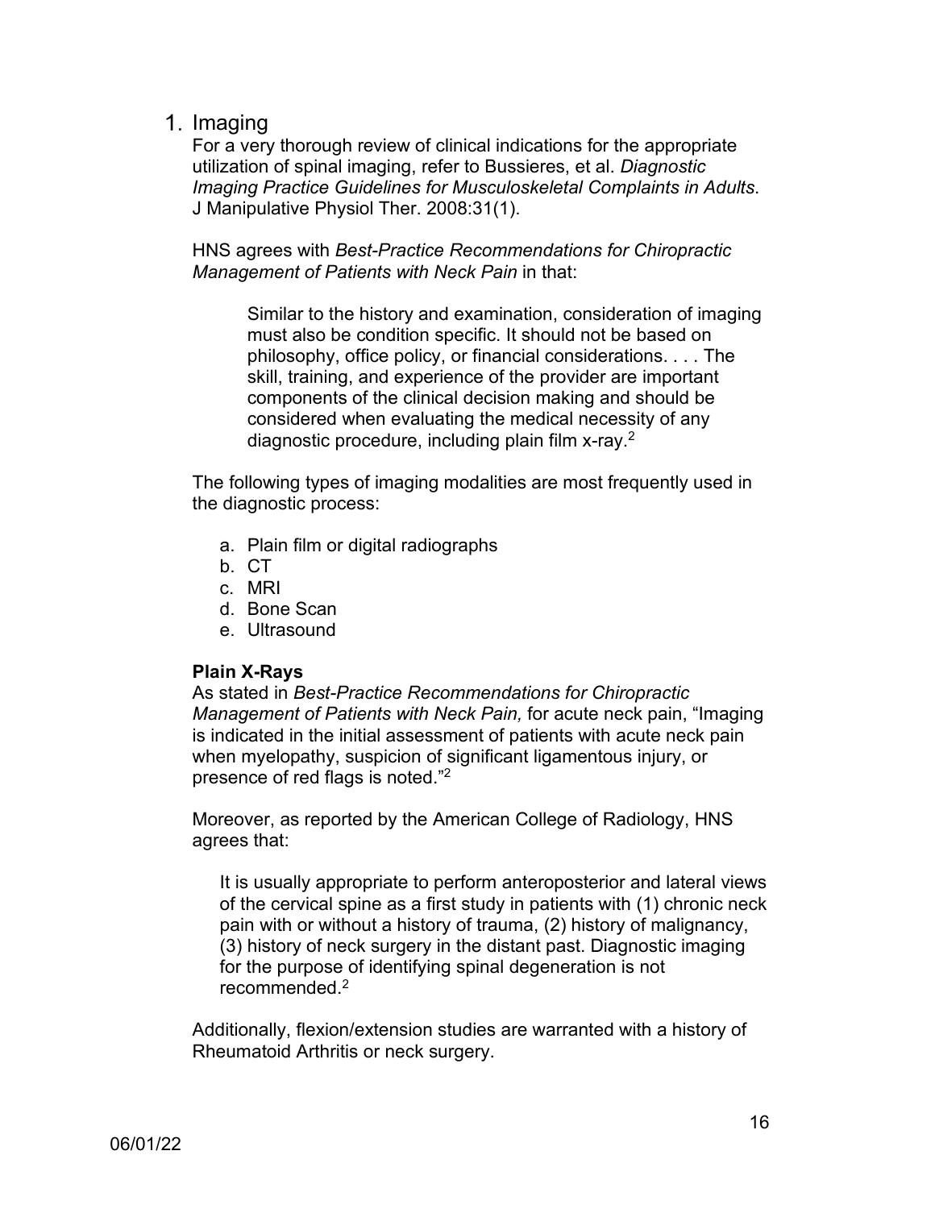## 1. Imaging

For a very thorough review of clinical indications for the appropriate utilization of spinal imaging, refer to Bussieres, et al. *Diagnostic Imaging Practice Guidelines for Musculoskeletal Complaints in Adults*. J Manipulative Physiol Ther. 2008:31(1).

HNS agrees with *Best-Practice Recommendations for Chiropractic Management of Patients with Neck Pain* in that:

> Similar to the history and examination, consideration of imaging must also be condition specific. It should not be based on philosophy, office policy, or financial considerations. . . . The skill, training, and experience of the provider are important components of the clinical decision making and should be considered when evaluating the medical necessity of any diagnostic procedure, including plain film x-ray.[2]

The following types of imaging modalities are most frequently used in the diagnostic process:

a. Plain film or digital radiographs
b. CT
c. MRI
d. Bone Scan
e. Ultrasound

**Plain X-Rays**

As stated in *Best-Practice Recommendations for Chiropractic Management of Patients with Neck Pain,* for acute neck pain, "Imaging is indicated in the initial assessment of patients with acute neck pain when myelopathy, suspicion of significant ligamentous injury, or presence of red flags is noted."[2]

Moreover, as reported by the American College of Radiology, HNS agrees that:

> It is usually appropriate to perform anteroposterior and lateral views of the cervical spine as a first study in patients with (1) chronic neck pain with or without a history of trauma, (2) history of malignancy, (3) history of neck surgery in the distant past. Diagnostic imaging for the purpose of identifying spinal degeneration is not recommended.[2]

Additionally, flexion/extension studies are warranted with a history of Rheumatoid Arthritis or neck surgery.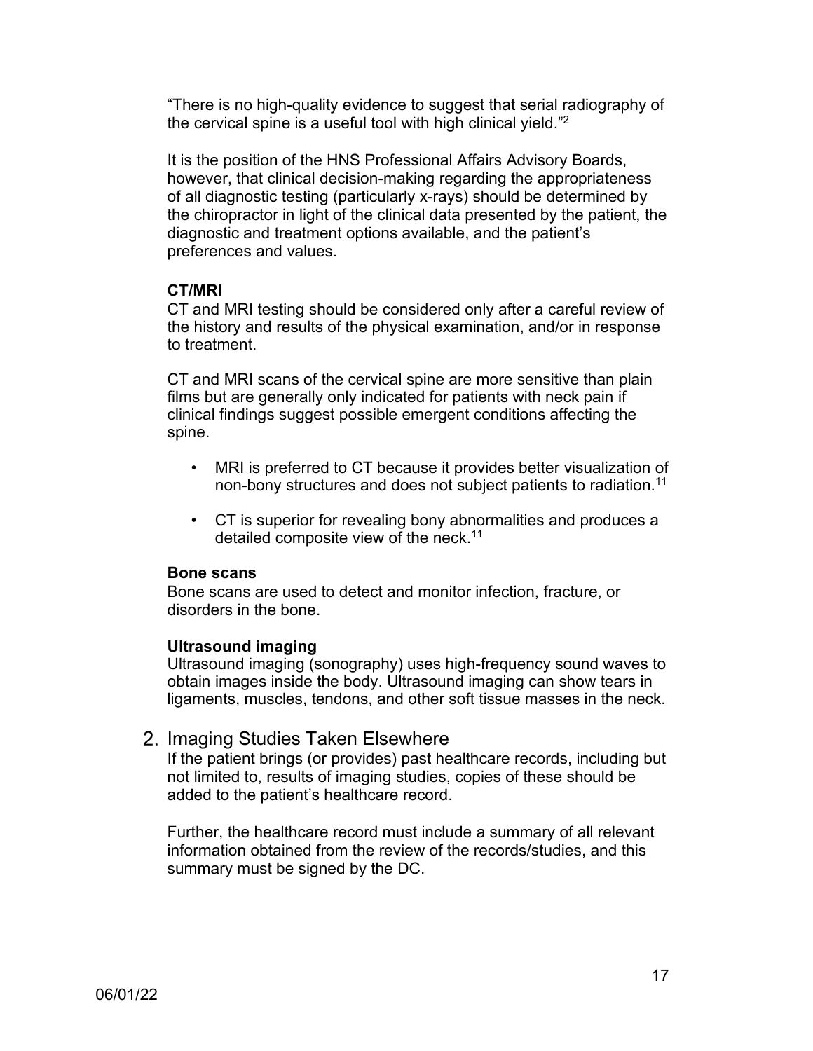"There is no high-quality evidence to suggest that serial radiography of the cervical spine is a useful tool with high clinical yield."[2]

It is the position of the HNS Professional Affairs Advisory Boards, however, that clinical decision-making regarding the appropriateness of all diagnostic testing (particularly x-rays) should be determined by the chiropractor in light of the clinical data presented by the patient, the diagnostic and treatment options available, and the patient's preferences and values.

**CT/MRI**

CT and MRI testing should be considered only after a careful review of the history and results of the physical examination, and/or in response to treatment.

CT and MRI scans of the cervical spine are more sensitive than plain films but are generally only indicated for patients with neck pain if clinical findings suggest possible emergent conditions affecting the spine.

- MRI is preferred to CT because it provides better visualization of non-bony structures and does not subject patients to radiation.[11]
- CT is superior for revealing bony abnormalities and produces a detailed composite view of the neck.[11]

**Bone scans**

Bone scans are used to detect and monitor infection, fracture, or disorders in the bone.

**Ultrasound imaging**

Ultrasound imaging (sonography) uses high-frequency sound waves to obtain images inside the body. Ultrasound imaging can show tears in ligaments, muscles, tendons, and other soft tissue masses in the neck.

## 2. Imaging Studies Taken Elsewhere

If the patient brings (or provides) past healthcare records, including but not limited to, results of imaging studies, copies of these should be added to the patient's healthcare record.

Further, the healthcare record must include a summary of all relevant information obtained from the review of the records/studies, and this summary must be signed by the DC.

06/01/22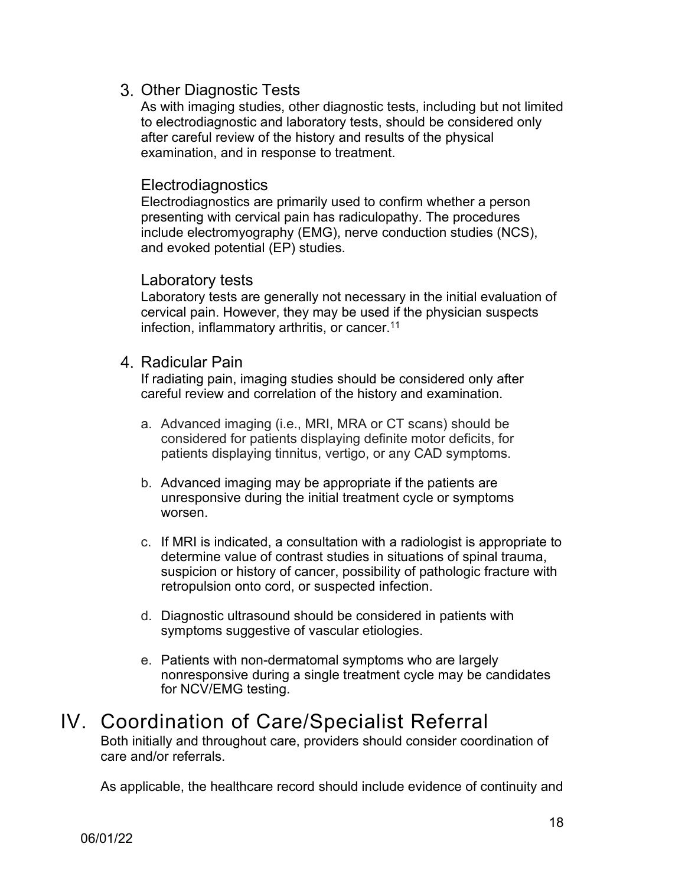### 3. Other Diagnostic Tests

As with imaging studies, other diagnostic tests, including but not limited to electrodiagnostic and laboratory tests, should be considered only after careful review of the history and results of the physical examination, and in response to treatment.

#### Electrodiagnostics

Electrodiagnostics are primarily used to confirm whether a person presenting with cervical pain has radiculopathy. The procedures include electromyography (EMG), nerve conduction studies (NCS), and evoked potential (EP) studies.

#### Laboratory tests

Laboratory tests are generally not necessary in the initial evaluation of cervical pain. However, they may be used if the physician suspects infection, inflammatory arthritis, or cancer.[11]

### 4. Radicular Pain

If radiating pain, imaging studies should be considered only after careful review and correlation of the history and examination.

a. Advanced imaging (i.e., MRI, MRA or CT scans) should be considered for patients displaying definite motor deficits, for patients displaying tinnitus, vertigo, or any CAD symptoms.

b. Advanced imaging may be appropriate if the patients are unresponsive during the initial treatment cycle or symptoms worsen.

c. If MRI is indicated, a consultation with a radiologist is appropriate to determine value of contrast studies in situations of spinal trauma, suspicion or history of cancer, possibility of pathologic fracture with retropulsion onto cord, or suspected infection.

d. Diagnostic ultrasound should be considered in patients with symptoms suggestive of vascular etiologies.

e. Patients with non-dermatomal symptoms who are largely nonresponsive during a single treatment cycle may be candidates for NCV/EMG testing.

## IV. Coordination of Care/Specialist Referral

Both initially and throughout care, providers should consider coordination of care and/or referrals.

As applicable, the healthcare record should include evidence of continuity and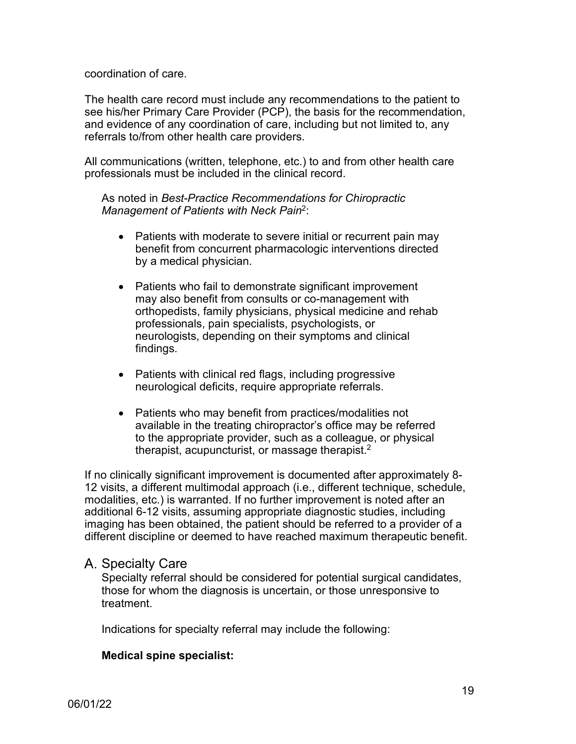coordination of care.

The health care record must include any recommendations to the patient to see his/her Primary Care Provider (PCP), the basis for the recommendation, and evidence of any coordination of care, including but not limited to, any referrals to/from other health care providers.

All communications (written, telephone, etc.) to and from other health care professionals must be included in the clinical record.

As noted in *Best-Practice Recommendations for Chiropractic Management of Patients with Neck Pain*[2]:

- Patients with moderate to severe initial or recurrent pain may benefit from concurrent pharmacologic interventions directed by a medical physician.
- Patients who fail to demonstrate significant improvement may also benefit from consults or co-management with orthopedists, family physicians, physical medicine and rehab professionals, pain specialists, psychologists, or neurologists, depending on their symptoms and clinical findings.
- Patients with clinical red flags, including progressive neurological deficits, require appropriate referrals.
- Patients who may benefit from practices/modalities not available in the treating chiropractor's office may be referred to the appropriate provider, such as a colleague, or physical therapist, acupuncturist, or massage therapist.[2]

If no clinically significant improvement is documented after approximately 8-12 visits, a different multimodal approach (i.e., different technique, schedule, modalities, etc.) is warranted. If no further improvement is noted after an additional 6-12 visits, assuming appropriate diagnostic studies, including imaging has been obtained, the patient should be referred to a provider of a different discipline or deemed to have reached maximum therapeutic benefit.

## A. Specialty Care

Specialty referral should be considered for potential surgical candidates, those for whom the diagnosis is uncertain, or those unresponsive to treatment.

Indications for specialty referral may include the following:

**Medical spine specialist:**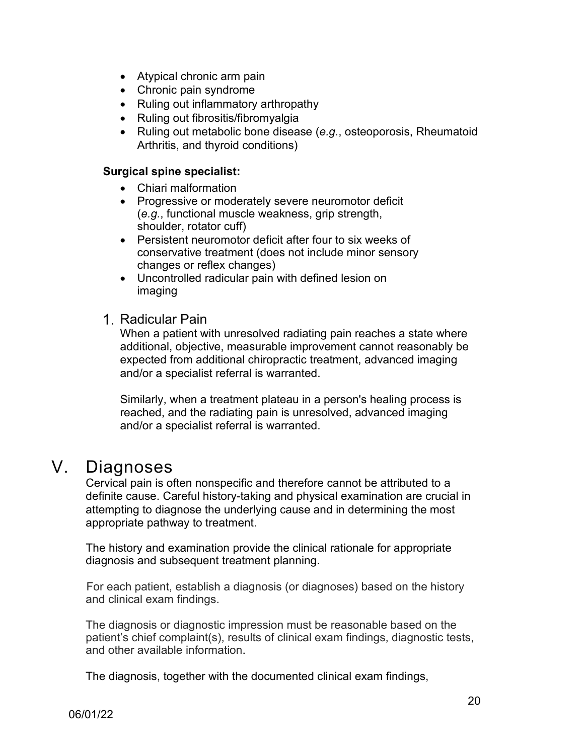- Atypical chronic arm pain
- Chronic pain syndrome
- Ruling out inflammatory arthropathy
- Ruling out fibrositis/fibromyalgia
- Ruling out metabolic bone disease (*e.g.*, osteoporosis, Rheumatoid Arthritis, and thyroid conditions)

**Surgical spine specialist:**

- Chiari malformation
- Progressive or moderately severe neuromotor deficit (*e.g.*, functional muscle weakness, grip strength, shoulder, rotator cuff)
- Persistent neuromotor deficit after four to six weeks of conservative treatment (does not include minor sensory changes or reflex changes)
- Uncontrolled radicular pain with defined lesion on imaging

### 1. Radicular Pain

When a patient with unresolved radiating pain reaches a state where additional, objective, measurable improvement cannot reasonably be expected from additional chiropractic treatment, advanced imaging and/or a specialist referral is warranted.

Similarly, when a treatment plateau in a person's healing process is reached, and the radiating pain is unresolved, advanced imaging and/or a specialist referral is warranted.

# V. Diagnoses

Cervical pain is often nonspecific and therefore cannot be attributed to a definite cause. Careful history-taking and physical examination are crucial in attempting to diagnose the underlying cause and in determining the most appropriate pathway to treatment.

The history and examination provide the clinical rationale for appropriate diagnosis and subsequent treatment planning.

For each patient, establish a diagnosis (or diagnoses) based on the history and clinical exam findings.

The diagnosis or diagnostic impression must be reasonable based on the patient's chief complaint(s), results of clinical exam findings, diagnostic tests, and other available information.

The diagnosis, together with the documented clinical exam findings,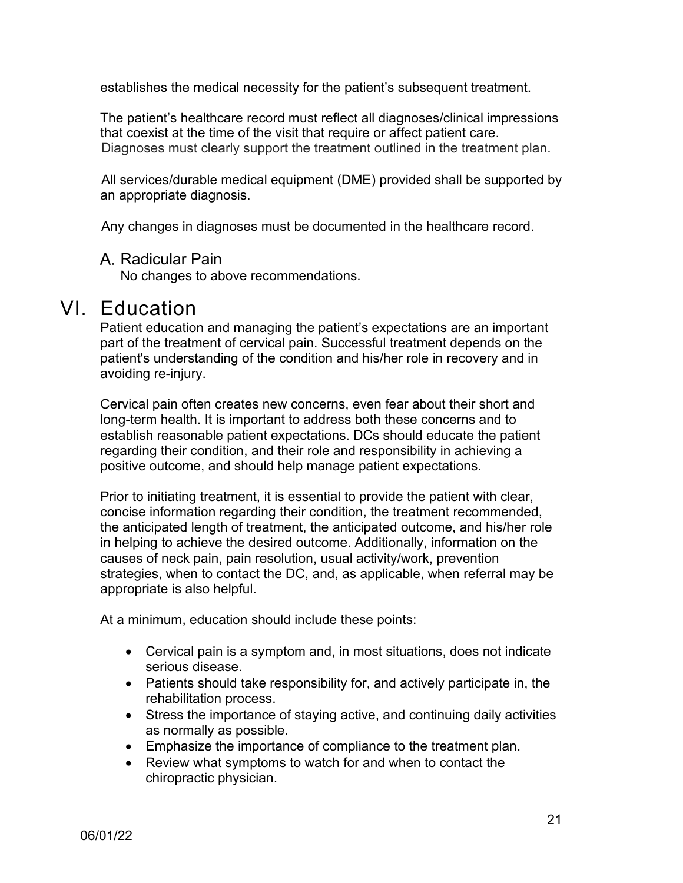establishes the medical necessity for the patient's subsequent treatment.

The patient's healthcare record must reflect all diagnoses/clinical impressions that coexist at the time of the visit that require or affect patient care. Diagnoses must clearly support the treatment outlined in the treatment plan.

All services/durable medical equipment (DME) provided shall be supported by an appropriate diagnosis.

Any changes in diagnoses must be documented in the healthcare record.

### A. Radicular Pain

No changes to above recommendations.

## VI. Education

Patient education and managing the patient's expectations are an important part of the treatment of cervical pain. Successful treatment depends on the patient's understanding of the condition and his/her role in recovery and in avoiding re-injury.

Cervical pain often creates new concerns, even fear about their short and long-term health. It is important to address both these concerns and to establish reasonable patient expectations. DCs should educate the patient regarding their condition, and their role and responsibility in achieving a positive outcome, and should help manage patient expectations.

Prior to initiating treatment, it is essential to provide the patient with clear, concise information regarding their condition, the treatment recommended, the anticipated length of treatment, the anticipated outcome, and his/her role in helping to achieve the desired outcome. Additionally, information on the causes of neck pain, pain resolution, usual activity/work, prevention strategies, when to contact the DC, and, as applicable, when referral may be appropriate is also helpful.

At a minimum, education should include these points:

- Cervical pain is a symptom and, in most situations, does not indicate serious disease.
- Patients should take responsibility for, and actively participate in, the rehabilitation process.
- Stress the importance of staying active, and continuing daily activities as normally as possible.
- Emphasize the importance of compliance to the treatment plan.
- Review what symptoms to watch for and when to contact the chiropractic physician.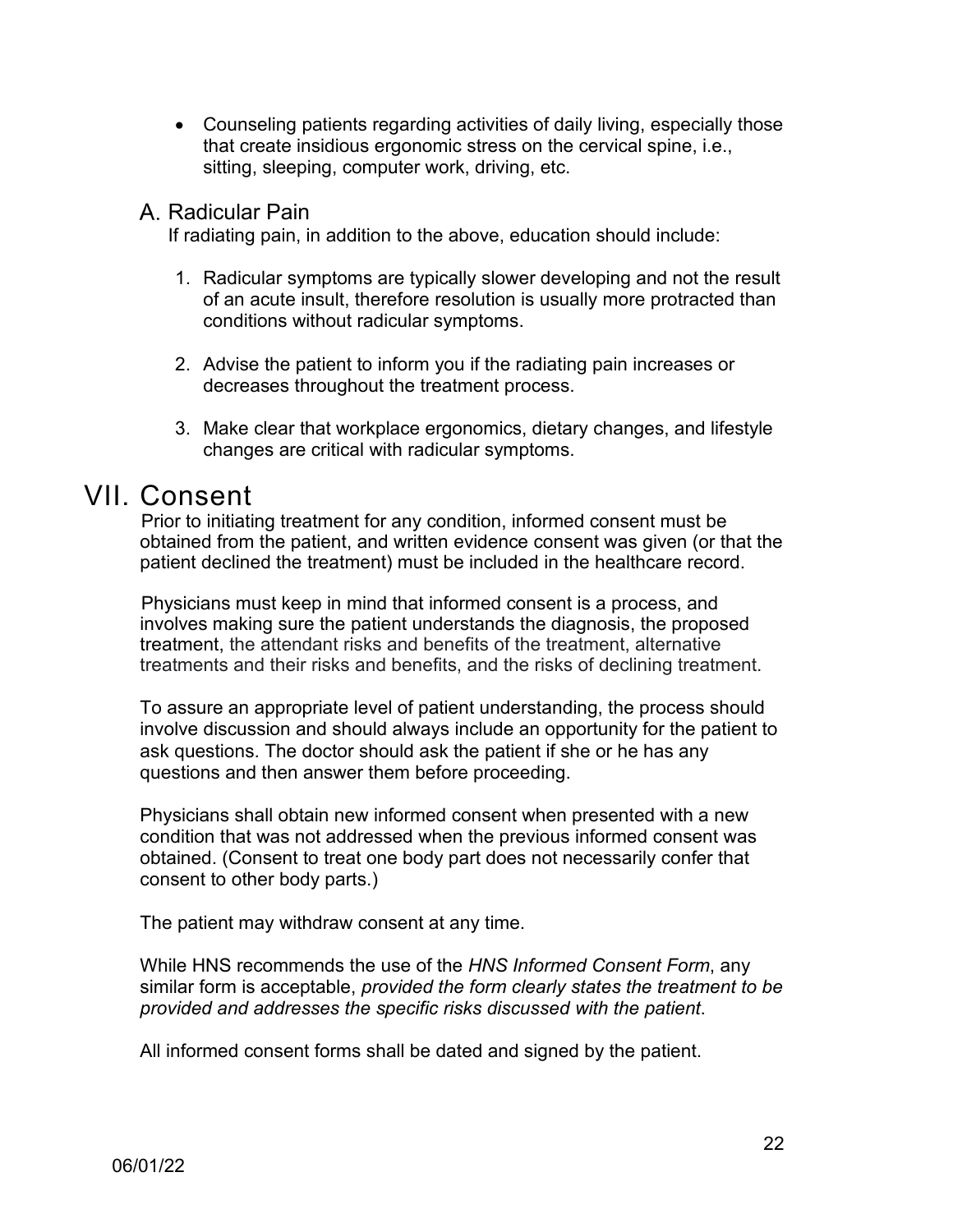- Counseling patients regarding activities of daily living, especially those that create insidious ergonomic stress on the cervical spine, i.e., sitting, sleeping, computer work, driving, etc.

### A. Radicular Pain

If radiating pain, in addition to the above, education should include:

1. Radicular symptoms are typically slower developing and not the result of an acute insult, therefore resolution is usually more protracted than conditions without radicular symptoms.

2. Advise the patient to inform you if the radiating pain increases or decreases throughout the treatment process.

3. Make clear that workplace ergonomics, dietary changes, and lifestyle changes are critical with radicular symptoms.

## VII. Consent

Prior to initiating treatment for any condition, informed consent must be obtained from the patient, and written evidence consent was given (or that the patient declined the treatment) must be included in the healthcare record.

Physicians must keep in mind that informed consent is a process, and involves making sure the patient understands the diagnosis, the proposed treatment, the attendant risks and benefits of the treatment, alternative treatments and their risks and benefits, and the risks of declining treatment.

To assure an appropriate level of patient understanding, the process should involve discussion and should always include an opportunity for the patient to ask questions. The doctor should ask the patient if she or he has any questions and then answer them before proceeding.

Physicians shall obtain new informed consent when presented with a new condition that was not addressed when the previous informed consent was obtained. (Consent to treat one body part does not necessarily confer that consent to other body parts.)

The patient may withdraw consent at any time.

While HNS recommends the use of the *HNS Informed Consent Form*, any similar form is acceptable, *provided the form clearly states the treatment to be provided and addresses the specific risks discussed with the patient*.

All informed consent forms shall be dated and signed by the patient.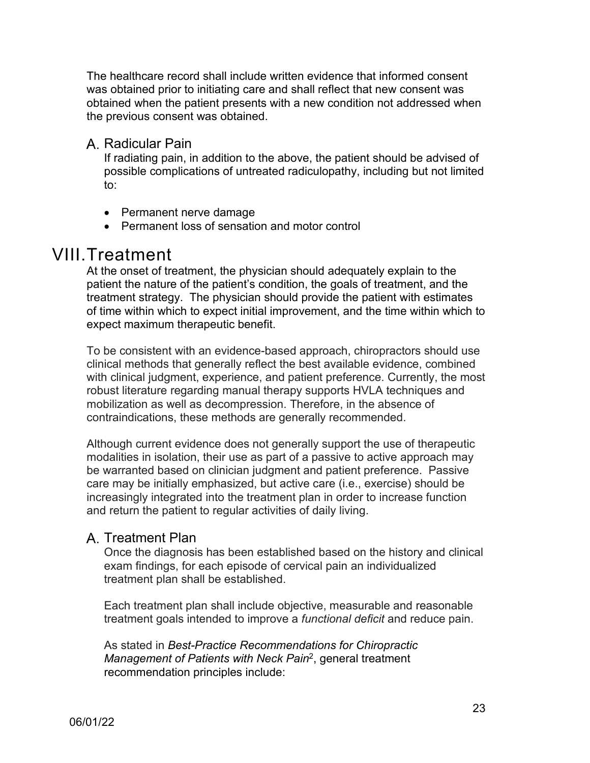The healthcare record shall include written evidence that informed consent was obtained prior to initiating care and shall reflect that new consent was obtained when the patient presents with a new condition not addressed when the previous consent was obtained.

### A. Radicular Pain

If radiating pain, in addition to the above, the patient should be advised of possible complications of untreated radiculopathy, including but not limited to:

- Permanent nerve damage
- Permanent loss of sensation and motor control

## VIII. Treatment

At the onset of treatment, the physician should adequately explain to the patient the nature of the patient's condition, the goals of treatment, and the treatment strategy. The physician should provide the patient with estimates of time within which to expect initial improvement, and the time within which to expect maximum therapeutic benefit.

To be consistent with an evidence-based approach, chiropractors should use clinical methods that generally reflect the best available evidence, combined with clinical judgment, experience, and patient preference. Currently, the most robust literature regarding manual therapy supports HVLA techniques and mobilization as well as decompression. Therefore, in the absence of contraindications, these methods are generally recommended.

Although current evidence does not generally support the use of therapeutic modalities in isolation, their use as part of a passive to active approach may be warranted based on clinician judgment and patient preference. Passive care may be initially emphasized, but active care (i.e., exercise) should be increasingly integrated into the treatment plan in order to increase function and return the patient to regular activities of daily living.

### A. Treatment Plan

Once the diagnosis has been established based on the history and clinical exam findings, for each episode of cervical pain an individualized treatment plan shall be established.

Each treatment plan shall include objective, measurable and reasonable treatment goals intended to improve a *functional deficit* and reduce pain.

As stated in *Best-Practice Recommendations for Chiropractic Management of Patients with Neck Pain*[2], general treatment recommendation principles include: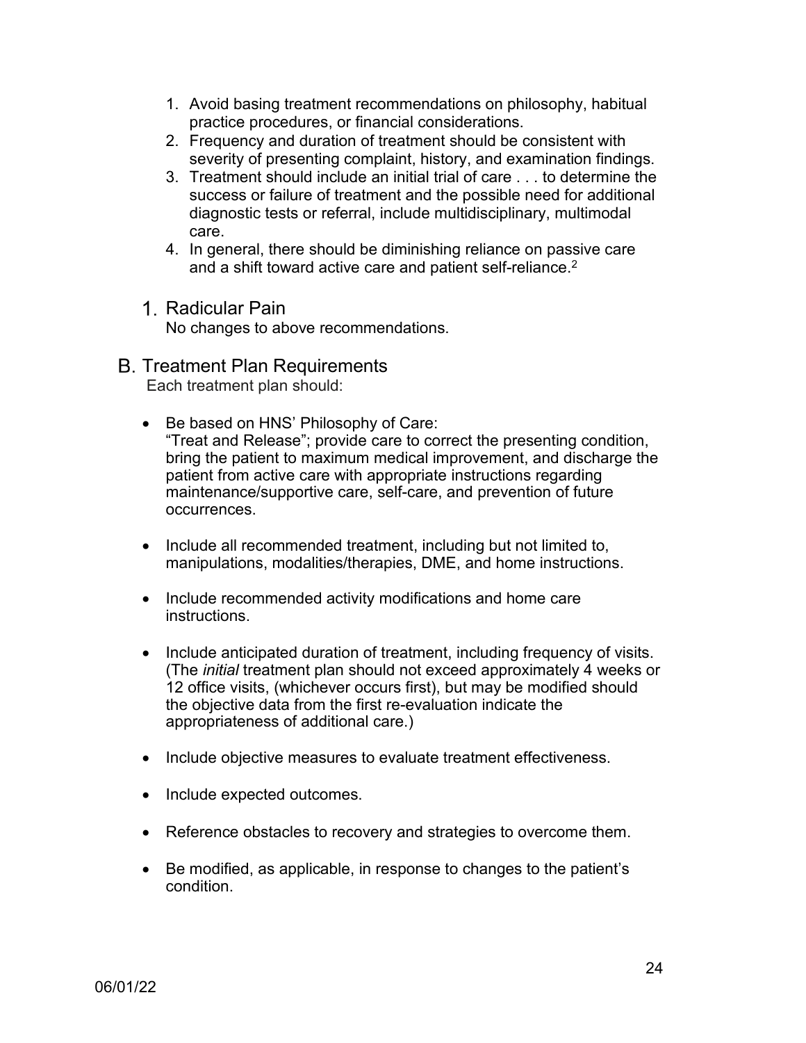1. Avoid basing treatment recommendations on philosophy, habitual practice procedures, or financial considerations.
2. Frequency and duration of treatment should be consistent with severity of presenting complaint, history, and examination findings.
3. Treatment should include an initial trial of care . . . to determine the success or failure of treatment and the possible need for additional diagnostic tests or referral, include multidisciplinary, multimodal care.
4. In general, there should be diminishing reliance on passive care and a shift toward active care and patient self-reliance.[2]

### 1. Radicular Pain

No changes to above recommendations.

## B. Treatment Plan Requirements

Each treatment plan should:

- Be based on HNS' Philosophy of Care:
  "Treat and Release"; provide care to correct the presenting condition, bring the patient to maximum medical improvement, and discharge the patient from active care with appropriate instructions regarding maintenance/supportive care, self-care, and prevention of future occurrences.

- Include all recommended treatment, including but not limited to, manipulations, modalities/therapies, DME, and home instructions.

- Include recommended activity modifications and home care instructions.

- Include anticipated duration of treatment, including frequency of visits. (The *initial* treatment plan should not exceed approximately 4 weeks or 12 office visits, (whichever occurs first), but may be modified should the objective data from the first re-evaluation indicate the appropriateness of additional care.)

- Include objective measures to evaluate treatment effectiveness.

- Include expected outcomes.

- Reference obstacles to recovery and strategies to overcome them.

- Be modified, as applicable, in response to changes to the patient's condition.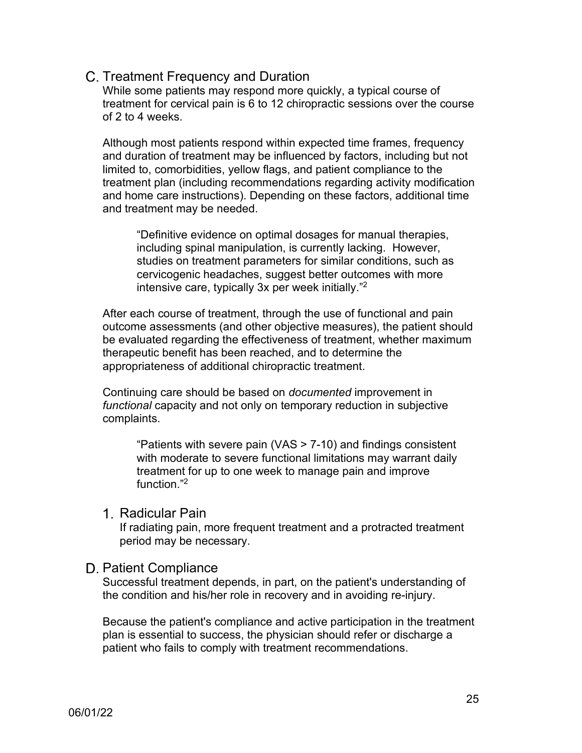## C. Treatment Frequency and Duration

While some patients may respond more quickly, a typical course of treatment for cervical pain is 6 to 12 chiropractic sessions over the course of 2 to 4 weeks.

Although most patients respond within expected time frames, frequency and duration of treatment may be influenced by factors, including but not limited to, comorbidities, yellow flags, and patient compliance to the treatment plan (including recommendations regarding activity modification and home care instructions). Depending on these factors, additional time and treatment may be needed.

> "Definitive evidence on optimal dosages for manual therapies, including spinal manipulation, is currently lacking. However, studies on treatment parameters for similar conditions, such as cervicogenic headaches, suggest better outcomes with more intensive care, typically 3x per week initially."[2]

After each course of treatment, through the use of functional and pain outcome assessments (and other objective measures), the patient should be evaluated regarding the effectiveness of treatment, whether maximum therapeutic benefit has been reached, and to determine the appropriateness of additional chiropractic treatment.

Continuing care should be based on *documented* improvement in *functional* capacity and not only on temporary reduction in subjective complaints.

> "Patients with severe pain (VAS > 7-10) and findings consistent with moderate to severe functional limitations may warrant daily treatment for up to one week to manage pain and improve function."[2]

### 1. Radicular Pain

If radiating pain, more frequent treatment and a protracted treatment period may be necessary.

## D. Patient Compliance

Successful treatment depends, in part, on the patient's understanding of the condition and his/her role in recovery and in avoiding re-injury.

Because the patient's compliance and active participation in the treatment plan is essential to success, the physician should refer or discharge a patient who fails to comply with treatment recommendations.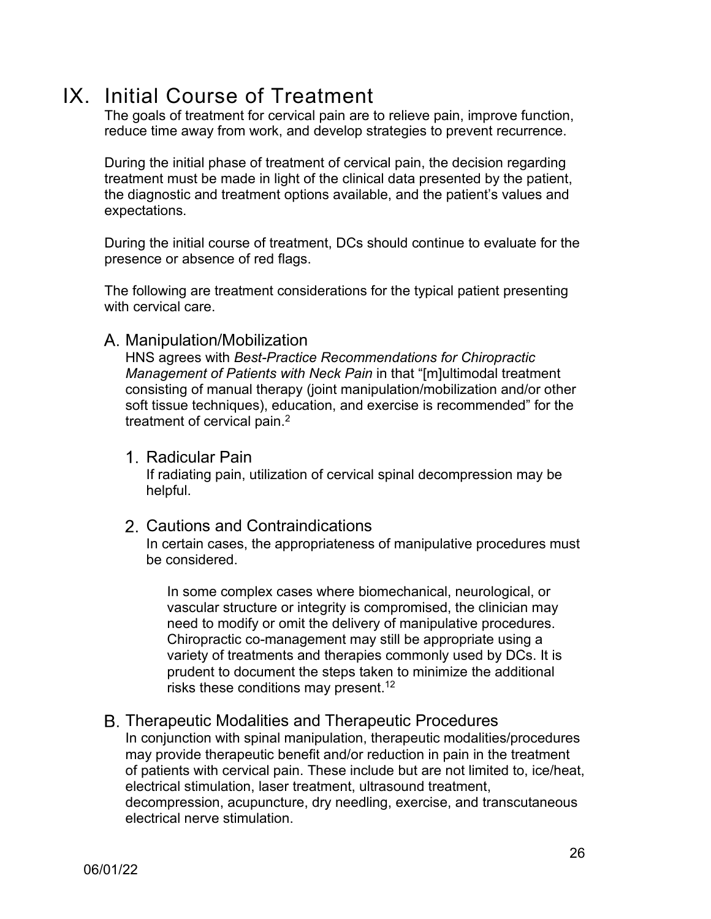# IX. Initial Course of Treatment

The goals of treatment for cervical pain are to relieve pain, improve function, reduce time away from work, and develop strategies to prevent recurrence.

During the initial phase of treatment of cervical pain, the decision regarding treatment must be made in light of the clinical data presented by the patient, the diagnostic and treatment options available, and the patient's values and expectations.

During the initial course of treatment, DCs should continue to evaluate for the presence or absence of red flags.

The following are treatment considerations for the typical patient presenting with cervical care.

## A. Manipulation/Mobilization

HNS agrees with *Best-Practice Recommendations for Chiropractic Management of Patients with Neck Pain* in that "[m]ultimodal treatment consisting of manual therapy (joint manipulation/mobilization and/or other soft tissue techniques), education, and exercise is recommended" for the treatment of cervical pain.[2]

### 1. Radicular Pain

If radiating pain, utilization of cervical spinal decompression may be helpful.

### 2. Cautions and Contraindications

In certain cases, the appropriateness of manipulative procedures must be considered.

> In some complex cases where biomechanical, neurological, or vascular structure or integrity is compromised, the clinician may need to modify or omit the delivery of manipulative procedures. Chiropractic co-management may still be appropriate using a variety of treatments and therapies commonly used by DCs. It is prudent to document the steps taken to minimize the additional risks these conditions may present.[12]

## B. Therapeutic Modalities and Therapeutic Procedures

In conjunction with spinal manipulation, therapeutic modalities/procedures may provide therapeutic benefit and/or reduction in pain in the treatment of patients with cervical pain. These include but are not limited to, ice/heat, electrical stimulation, laser treatment, ultrasound treatment, decompression, acupuncture, dry needling, exercise, and transcutaneous electrical nerve stimulation.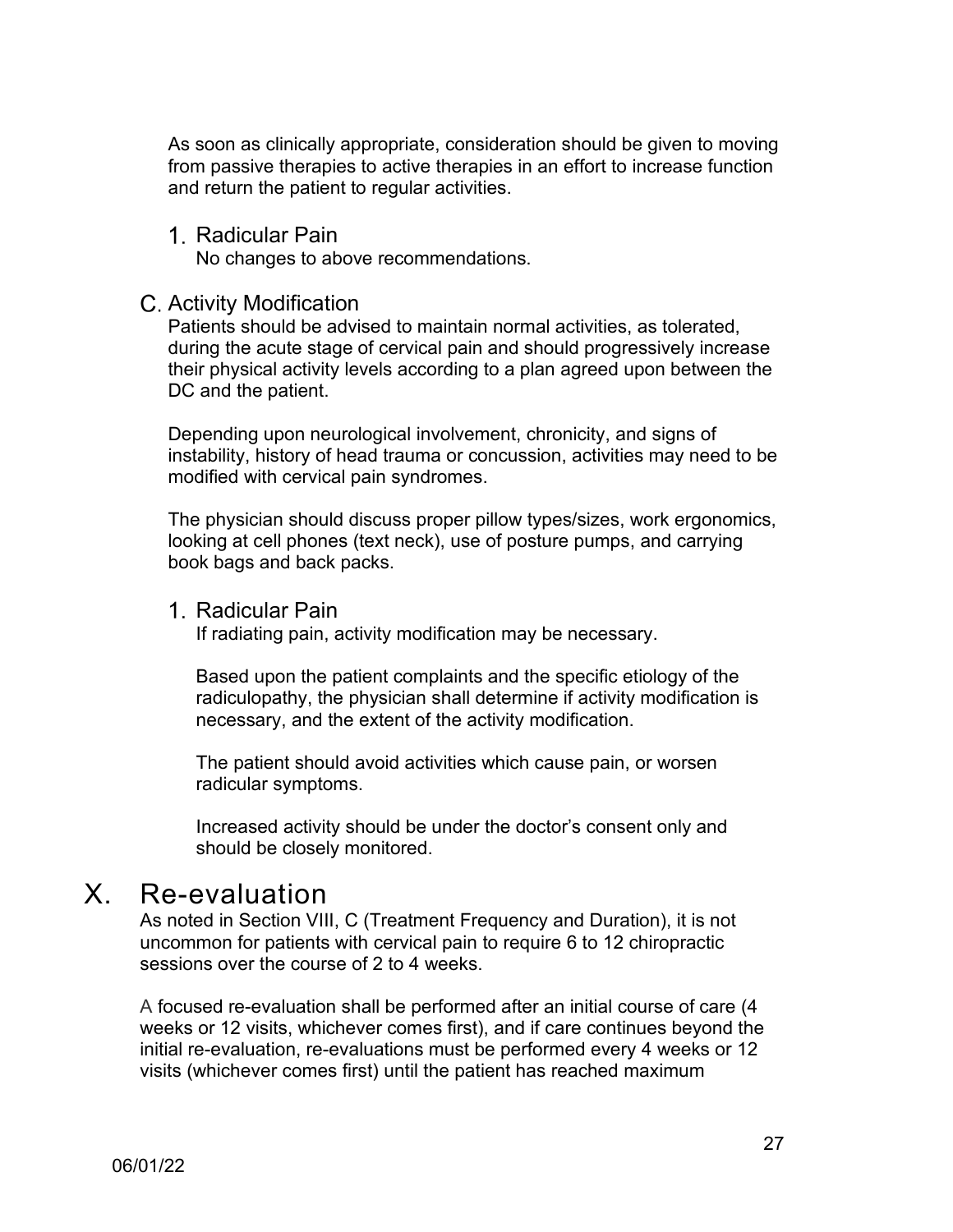As soon as clinically appropriate, consideration should be given to moving from passive therapies to active therapies in an effort to increase function and return the patient to regular activities.

1. Radicular Pain

No changes to above recommendations.

### C. Activity Modification

Patients should be advised to maintain normal activities, as tolerated, during the acute stage of cervical pain and should progressively increase their physical activity levels according to a plan agreed upon between the DC and the patient.

Depending upon neurological involvement, chronicity, and signs of instability, history of head trauma or concussion, activities may need to be modified with cervical pain syndromes.

The physician should discuss proper pillow types/sizes, work ergonomics, looking at cell phones (text neck), use of posture pumps, and carrying book bags and back packs.

1. Radicular Pain

If radiating pain, activity modification may be necessary.

Based upon the patient complaints and the specific etiology of the radiculopathy, the physician shall determine if activity modification is necessary, and the extent of the activity modification.

The patient should avoid activities which cause pain, or worsen radicular symptoms.

Increased activity should be under the doctor's consent only and should be closely monitored.

## X. Re-evaluation

As noted in Section VIII, C (Treatment Frequency and Duration), it is not uncommon for patients with cervical pain to require 6 to 12 chiropractic sessions over the course of 2 to 4 weeks.

A focused re-evaluation shall be performed after an initial course of care (4 weeks or 12 visits, whichever comes first), and if care continues beyond the initial re-evaluation, re-evaluations must be performed every 4 weeks or 12 visits (whichever comes first) until the patient has reached maximum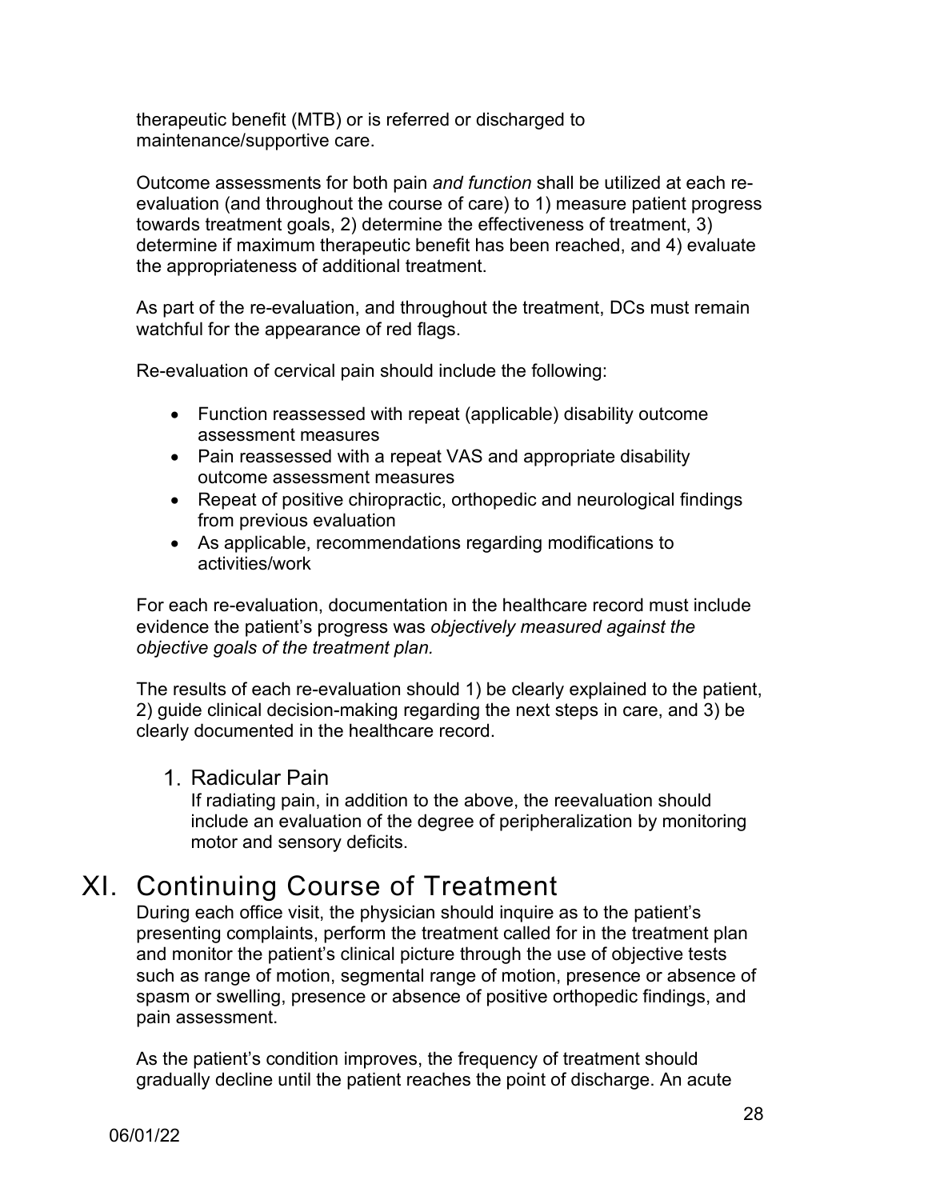therapeutic benefit (MTB) or is referred or discharged to maintenance/supportive care.

Outcome assessments for both pain *and function* shall be utilized at each re-evaluation (and throughout the course of care) to 1) measure patient progress towards treatment goals, 2) determine the effectiveness of treatment, 3) determine if maximum therapeutic benefit has been reached, and 4) evaluate the appropriateness of additional treatment.

As part of the re-evaluation, and throughout the treatment, DCs must remain watchful for the appearance of red flags.

Re-evaluation of cervical pain should include the following:

- Function reassessed with repeat (applicable) disability outcome assessment measures
- Pain reassessed with a repeat VAS and appropriate disability outcome assessment measures
- Repeat of positive chiropractic, orthopedic and neurological findings from previous evaluation
- As applicable, recommendations regarding modifications to activities/work

For each re-evaluation, documentation in the healthcare record must include evidence the patient's progress was *objectively measured against the objective goals of the treatment plan.*

The results of each re-evaluation should 1) be clearly explained to the patient, 2) guide clinical decision-making regarding the next steps in care, and 3) be clearly documented in the healthcare record.

### 1. Radicular Pain

If radiating pain, in addition to the above, the reevaluation should include an evaluation of the degree of peripheralization by monitoring motor and sensory deficits.

## XI. Continuing Course of Treatment

During each office visit, the physician should inquire as to the patient's presenting complaints, perform the treatment called for in the treatment plan and monitor the patient's clinical picture through the use of objective tests such as range of motion, segmental range of motion, presence or absence of spasm or swelling, presence or absence of positive orthopedic findings, and pain assessment.

As the patient's condition improves, the frequency of treatment should gradually decline until the patient reaches the point of discharge. An acute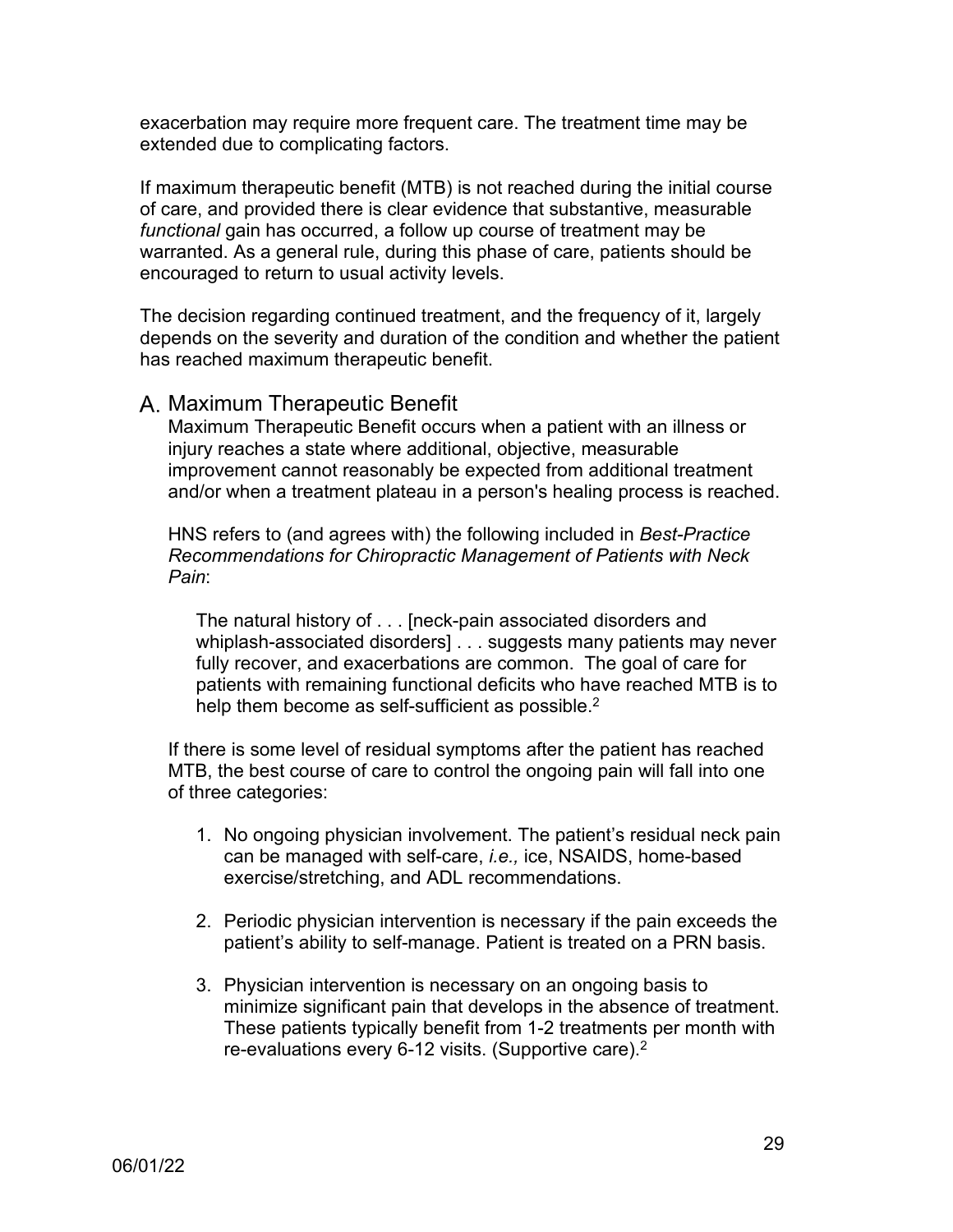exacerbation may require more frequent care. The treatment time may be extended due to complicating factors.

If maximum therapeutic benefit (MTB) is not reached during the initial course of care, and provided there is clear evidence that substantive, measurable *functional* gain has occurred, a follow up course of treatment may be warranted. As a general rule, during this phase of care, patients should be encouraged to return to usual activity levels.

The decision regarding continued treatment, and the frequency of it, largely depends on the severity and duration of the condition and whether the patient has reached maximum therapeutic benefit.

## A. Maximum Therapeutic Benefit

Maximum Therapeutic Benefit occurs when a patient with an illness or injury reaches a state where additional, objective, measurable improvement cannot reasonably be expected from additional treatment and/or when a treatment plateau in a person's healing process is reached.

HNS refers to (and agrees with) the following included in *Best-Practice Recommendations for Chiropractic Management of Patients with Neck Pain*:

> The natural history of . . . [neck-pain associated disorders and whiplash-associated disorders] . . . suggests many patients may never fully recover, and exacerbations are common. The goal of care for patients with remaining functional deficits who have reached MTB is to help them become as self-sufficient as possible.[2]

If there is some level of residual symptoms after the patient has reached MTB, the best course of care to control the ongoing pain will fall into one of three categories:

1. No ongoing physician involvement. The patient's residual neck pain can be managed with self-care, *i.e.,* ice, NSAIDS, home-based exercise/stretching, and ADL recommendations.

2. Periodic physician intervention is necessary if the pain exceeds the patient's ability to self-manage. Patient is treated on a PRN basis.

3. Physician intervention is necessary on an ongoing basis to minimize significant pain that develops in the absence of treatment. These patients typically benefit from 1-2 treatments per month with re-evaluations every 6-12 visits. (Supportive care).[2]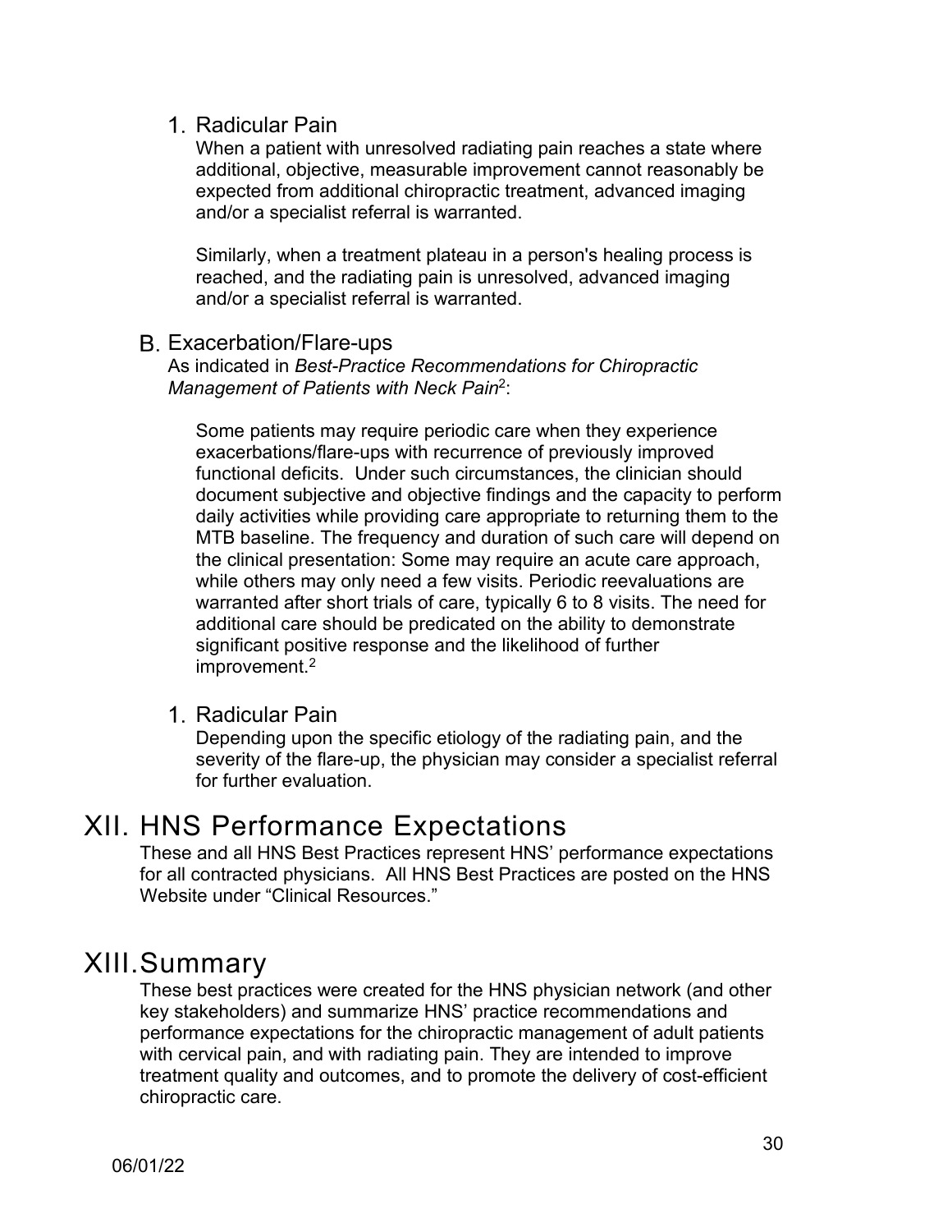#### 1. Radicular Pain

When a patient with unresolved radiating pain reaches a state where additional, objective, measurable improvement cannot reasonably be expected from additional chiropractic treatment, advanced imaging and/or a specialist referral is warranted.

Similarly, when a treatment plateau in a person's healing process is reached, and the radiating pain is unresolved, advanced imaging and/or a specialist referral is warranted.

### B. Exacerbation/Flare-ups

As indicated in *Best-Practice Recommendations for Chiropractic Management of Patients with Neck Pain*[2]:

> Some patients may require periodic care when they experience exacerbations/flare-ups with recurrence of previously improved functional deficits. Under such circumstances, the clinician should document subjective and objective findings and the capacity to perform daily activities while providing care appropriate to returning them to the MTB baseline. The frequency and duration of such care will depend on the clinical presentation: Some may require an acute care approach, while others may only need a few visits. Periodic reevaluations are warranted after short trials of care, typically 6 to 8 visits. The need for additional care should be predicated on the ability to demonstrate significant positive response and the likelihood of further improvement.[2]

#### 1. Radicular Pain

Depending upon the specific etiology of the radiating pain, and the severity of the flare-up, the physician may consider a specialist referral for further evaluation.

## XII. HNS Performance Expectations

These and all HNS Best Practices represent HNS' performance expectations for all contracted physicians. All HNS Best Practices are posted on the HNS Website under "Clinical Resources."

## XIII. Summary

These best practices were created for the HNS physician network (and other key stakeholders) and summarize HNS' practice recommendations and performance expectations for the chiropractic management of adult patients with cervical pain, and with radiating pain. They are intended to improve treatment quality and outcomes, and to promote the delivery of cost-efficient chiropractic care.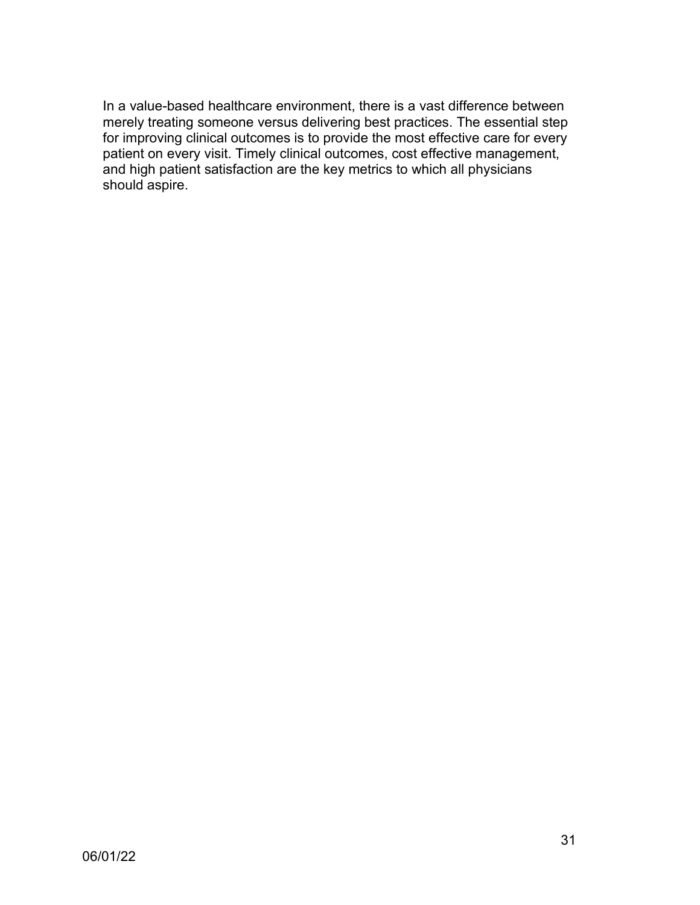In a value-based healthcare environment, there is a vast difference between merely treating someone versus delivering best practices. The essential step for improving clinical outcomes is to provide the most effective care for every patient on every visit. Timely clinical outcomes, cost effective management, and high patient satisfaction are the key metrics to which all physicians should aspire.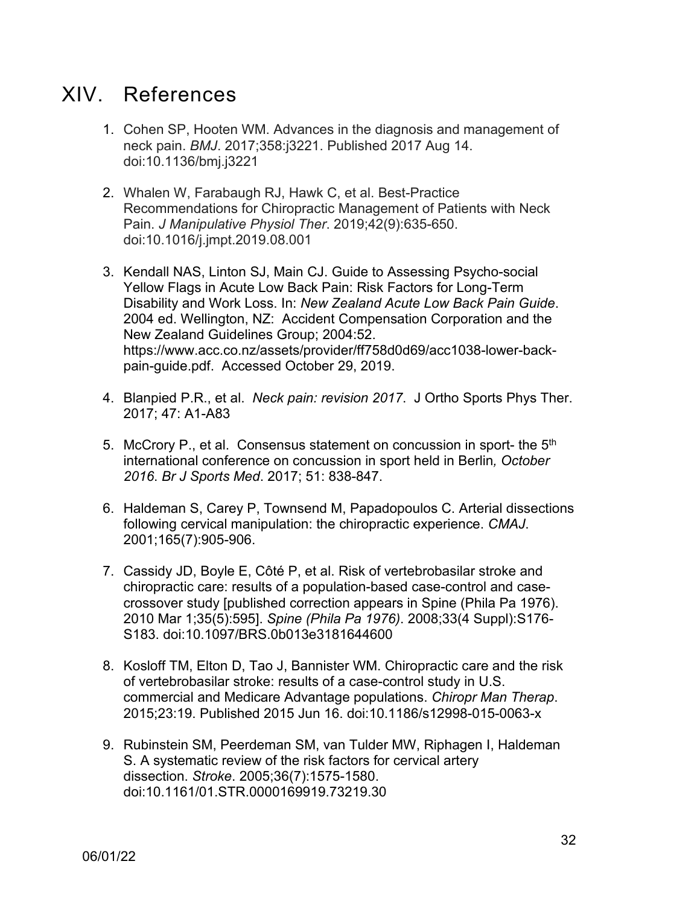# XIV. References

1. Cohen SP, Hooten WM. Advances in the diagnosis and management of neck pain. *BMJ*. 2017;358:j3221. Published 2017 Aug 14. doi:10.1136/bmj.j3221

2. Whalen W, Farabaugh RJ, Hawk C, et al. Best-Practice Recommendations for Chiropractic Management of Patients with Neck Pain. *J Manipulative Physiol Ther*. 2019;42(9):635-650. doi:10.1016/j.jmpt.2019.08.001

3. Kendall NAS, Linton SJ, Main CJ. Guide to Assessing Psycho-social Yellow Flags in Acute Low Back Pain: Risk Factors for Long-Term Disability and Work Loss. In: *New Zealand Acute Low Back Pain Guide*. 2004 ed. Wellington, NZ: Accident Compensation Corporation and the New Zealand Guidelines Group; 2004:52. https://www.acc.co.nz/assets/provider/ff758d0d69/acc1038-lower-back-pain-guide.pdf. Accessed October 29, 2019.

4. Blanpied P.R., et al. *Neck pain: revision 2017*. J Ortho Sports Phys Ther. 2017; 47: A1-A83

5. McCrory P., et al. Consensus statement on concussion in sport- the 5th international conference on concussion in sport held in Berlin*, October 2016*. *Br J Sports Med*. 2017; 51: 838-847.

6. Haldeman S, Carey P, Townsend M, Papadopoulos C. Arterial dissections following cervical manipulation: the chiropractic experience. *CMAJ*. 2001;165(7):905-906.

7. Cassidy JD, Boyle E, Côté P, et al. Risk of vertebrobasilar stroke and chiropractic care: results of a population-based case-control and case-crossover study [published correction appears in Spine (Phila Pa 1976). 2010 Mar 1;35(5):595]. *Spine (Phila Pa 1976)*. 2008;33(4 Suppl):S176-S183. doi:10.1097/BRS.0b013e3181644600

8. Kosloff TM, Elton D, Tao J, Bannister WM. Chiropractic care and the risk of vertebrobasilar stroke: results of a case-control study in U.S. commercial and Medicare Advantage populations. *Chiropr Man Therap*. 2015;23:19. Published 2015 Jun 16. doi:10.1186/s12998-015-0063-x

9. Rubinstein SM, Peerdeman SM, van Tulder MW, Riphagen I, Haldeman S. A systematic review of the risk factors for cervical artery dissection. *Stroke*. 2005;36(7):1575-1580. doi:10.1161/01.STR.0000169919.73219.30

06/01/22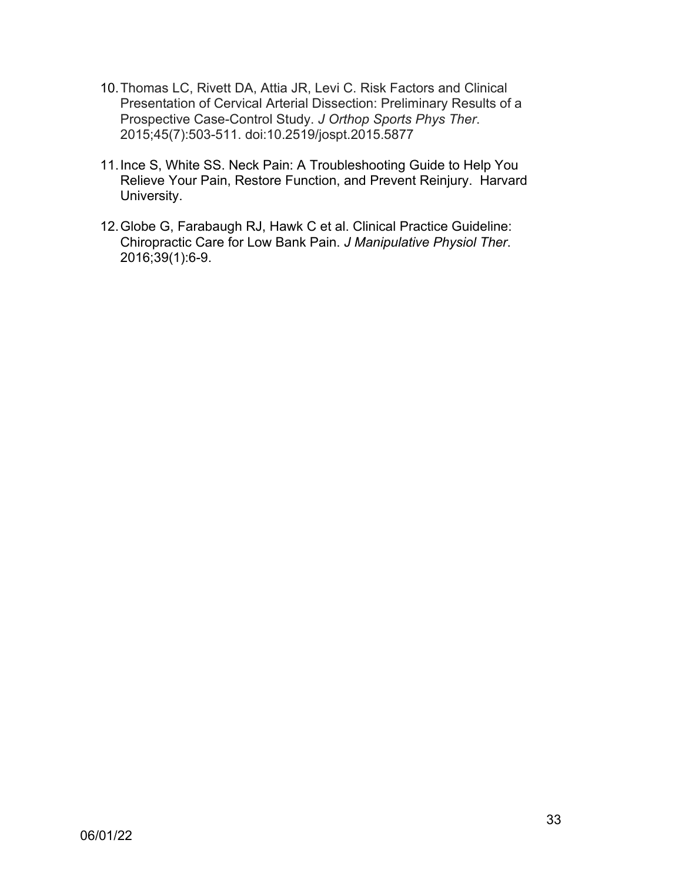10. Thomas LC, Rivett DA, Attia JR, Levi C. Risk Factors and Clinical Presentation of Cervical Arterial Dissection: Preliminary Results of a Prospective Case-Control Study. *J Orthop Sports Phys Ther*. 2015;45(7):503-511. doi:10.2519/jospt.2015.5877

11. Ince S, White SS. Neck Pain: A Troubleshooting Guide to Help You Relieve Your Pain, Restore Function, and Prevent Reinjury. Harvard University.

12. Globe G, Farabaugh RJ, Hawk C et al. Clinical Practice Guideline: Chiropractic Care for Low Bank Pain. *J Manipulative Physiol Ther*. 2016;39(1):6-9.

06/01/22